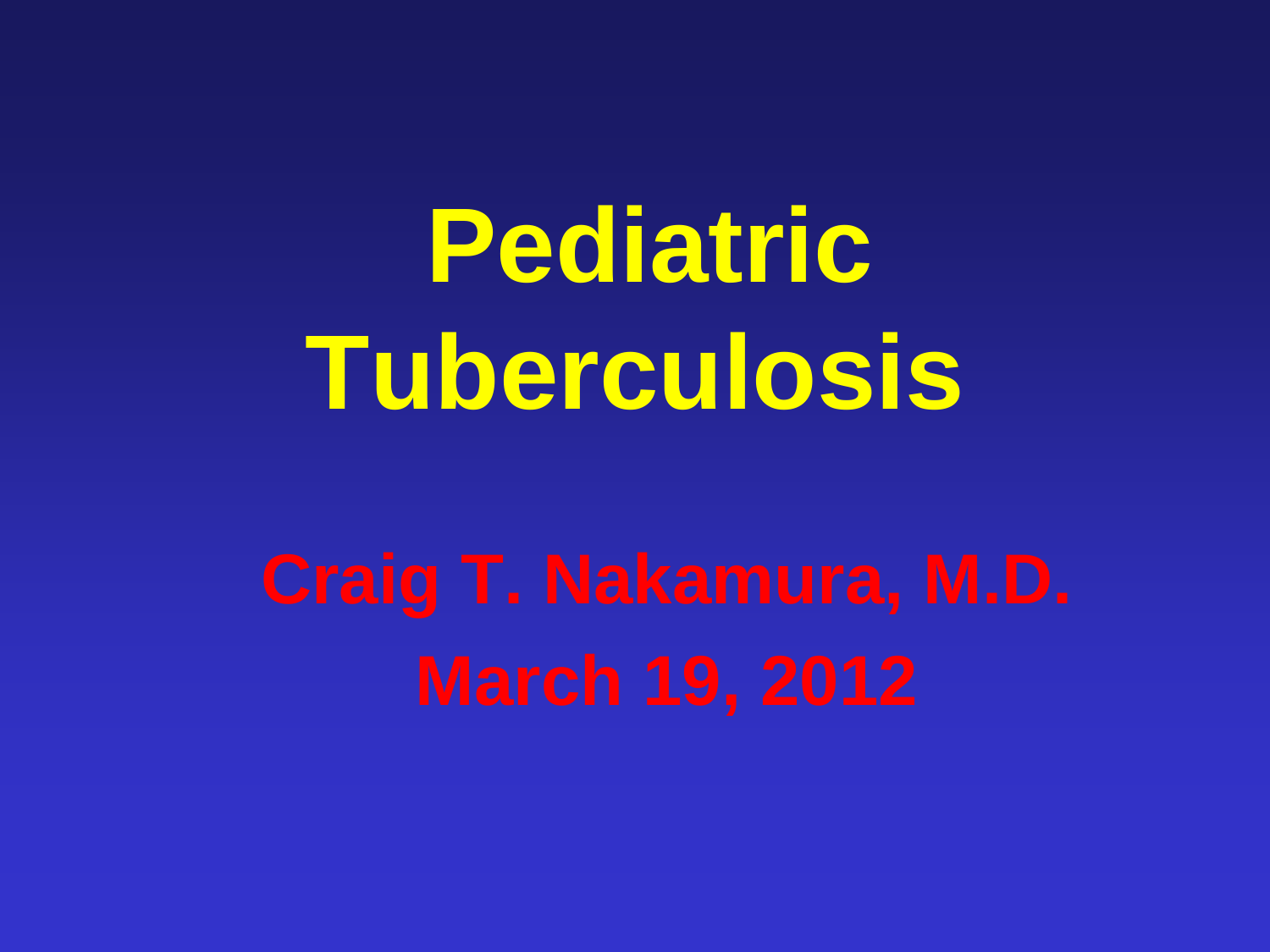# Pediatric Tuberculosis

**Craig T. Nakamura, M.D.**

**March 19, 2012**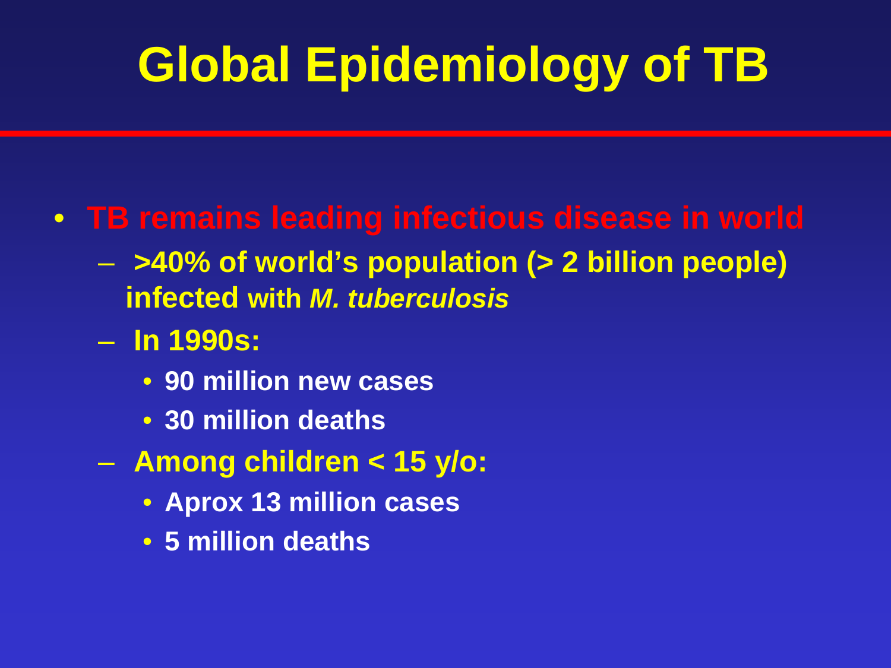# Global Epidemiology of TB

- **TB remains leading infectious disease in world**
  - **>40% of world's population (> 2 billion people) infected with *M. tuberculosis***
  - **In 1990s:**
    - **90 million new cases**
    - **30 million deaths**
  - **Among children < 15 y/o:**
    - **Aprox 13 million cases**
    - **5 million deaths**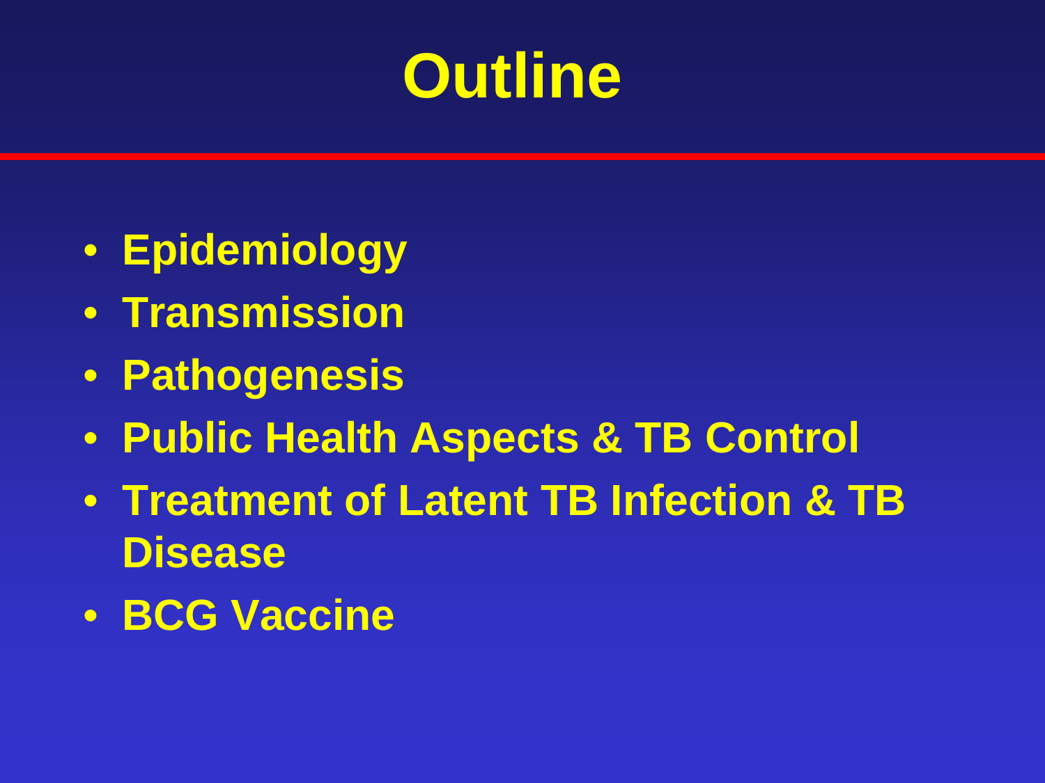# Outline

- **Epidemiology**
- **Transmission**
- **Pathogenesis**
- **Public Health Aspects & TB Control**
- **Treatment of Latent TB Infection & TB Disease**
- **BCG Vaccine**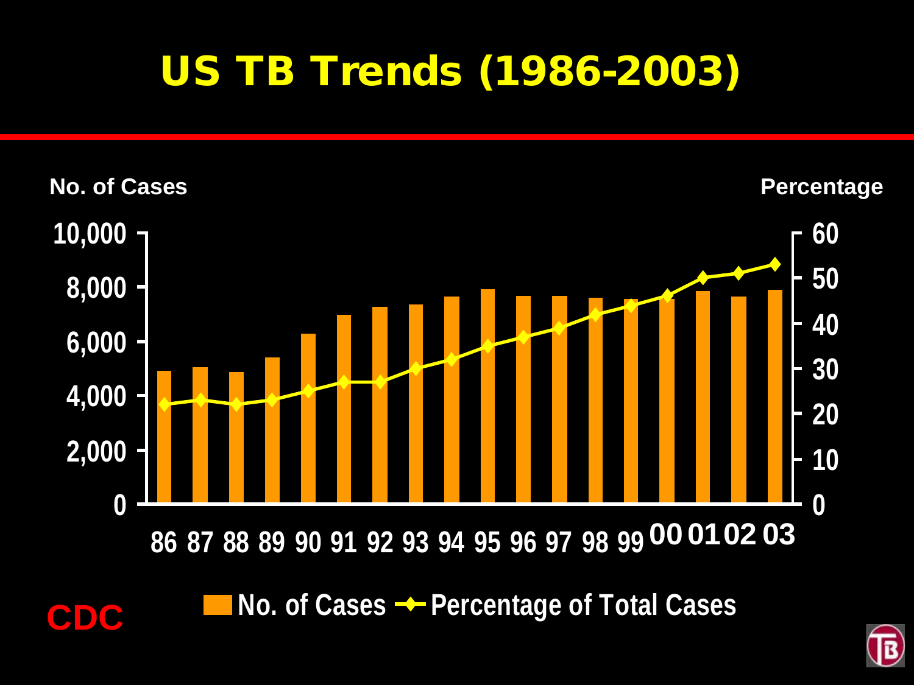# US TB Trends (1986-2003)

No. of Cases

Percentage

10,000
8,000
6,000
4,000
2,000
0

60
50
40
30
20
10
0

86 87 88 89 90 91 92 93 94 95 96 97 98 99 00 01 02 03

No. of Cases — Percentage of Total Cases

CDC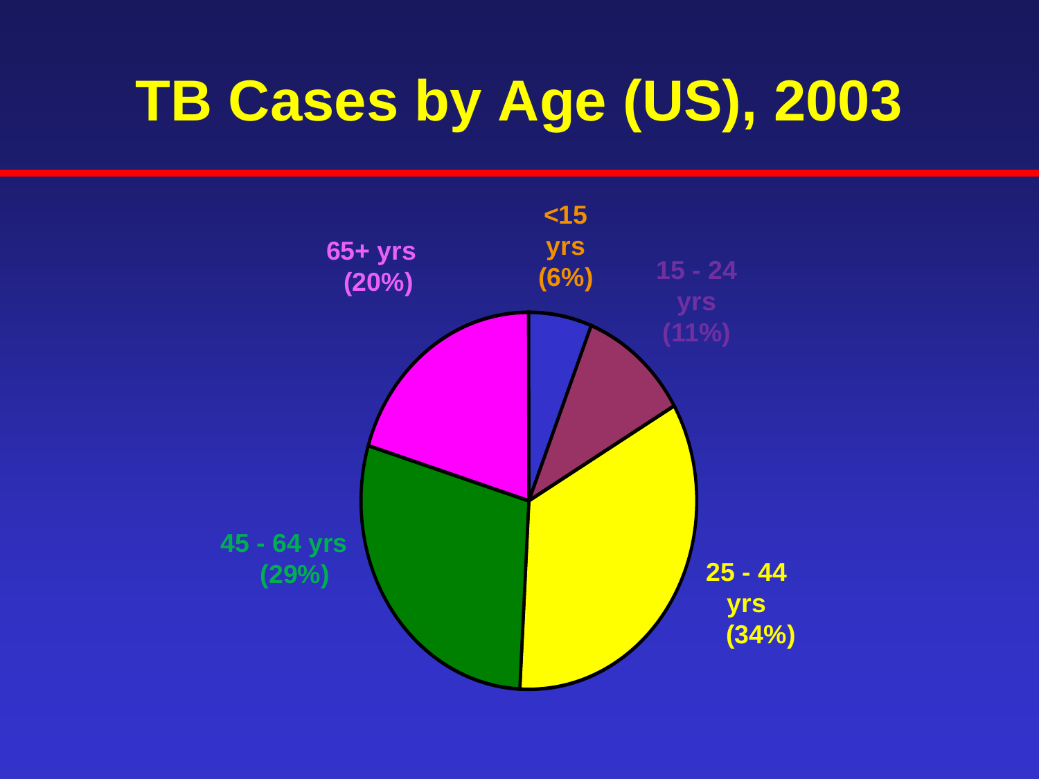# TB Cases by Age (US), 2003

<15 yrs (6%)

15 - 24 yrs (11%)

25 - 44 yrs (34%)

45 - 64 yrs (29%)

65+ yrs (20%)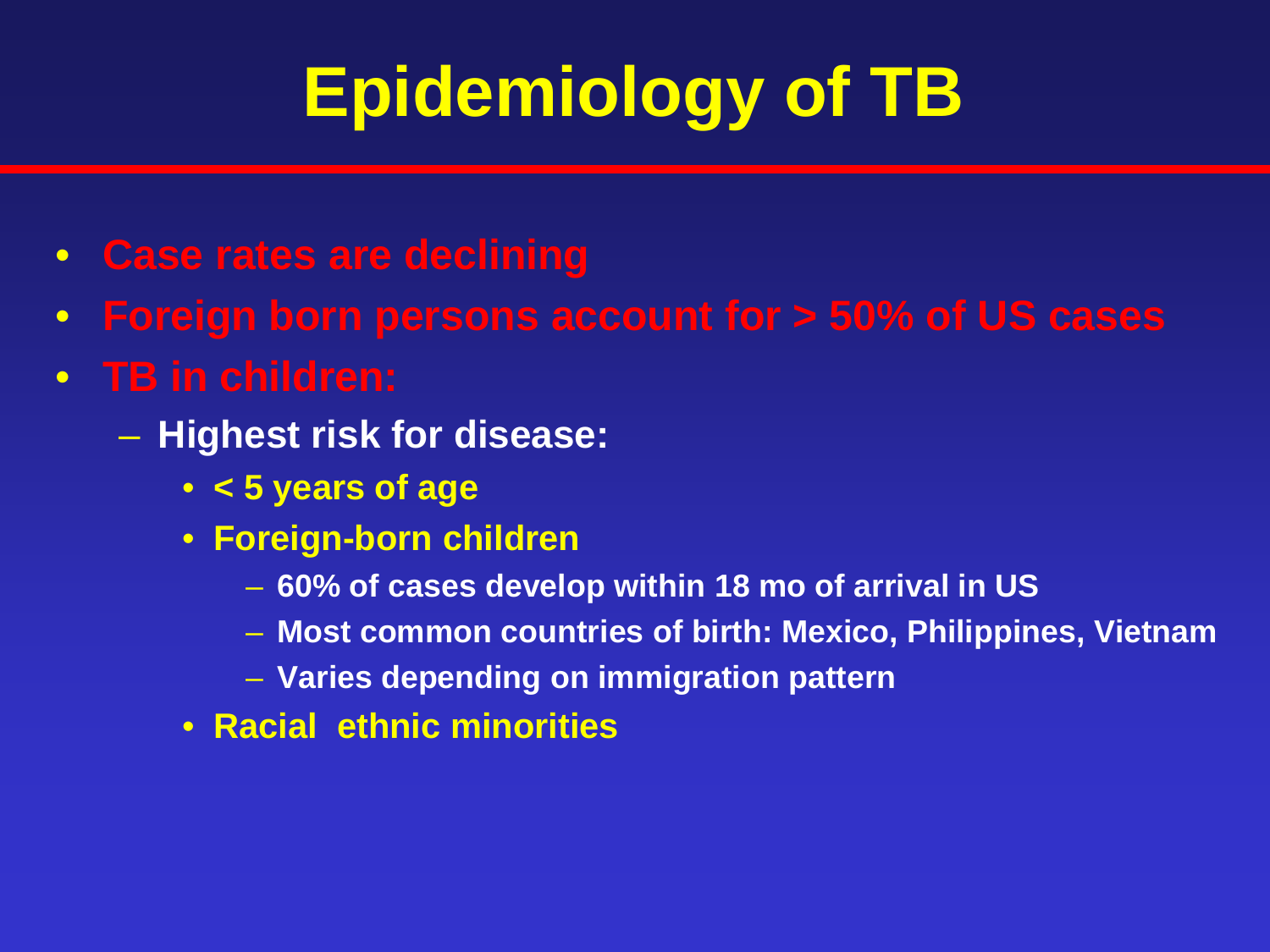# Epidemiology of TB

- **Case rates are declining**
- **Foreign born persons account for > 50% of US cases**
- **TB in children:**
  - **Highest risk for disease:**
    - **< 5 years of age**
    - **Foreign-born children**
      - **60% of cases develop within 18 mo of arrival in US**
      - **Most common countries of birth: Mexico, Philippines, Vietnam**
      - **Varies depending on immigration pattern**
    - **Racial ethnic minorities**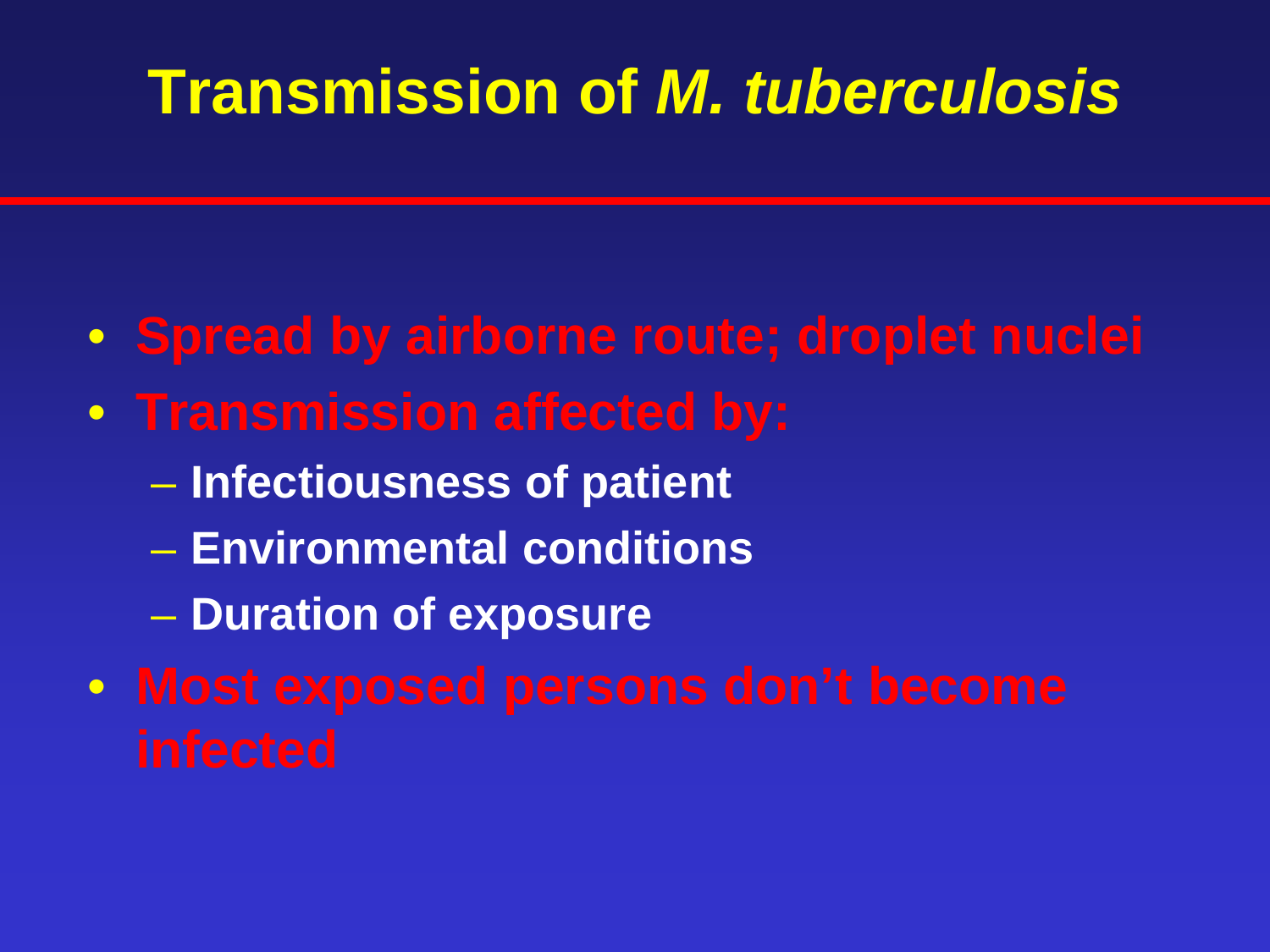# Transmission of *M. tuberculosis*

- **Spread by airborne route; droplet nuclei**
- **Transmission affected by:**
  - **Infectiousness of patient**
  - **Environmental conditions**
  - **Duration of exposure**
- **Most exposed persons don't become infected**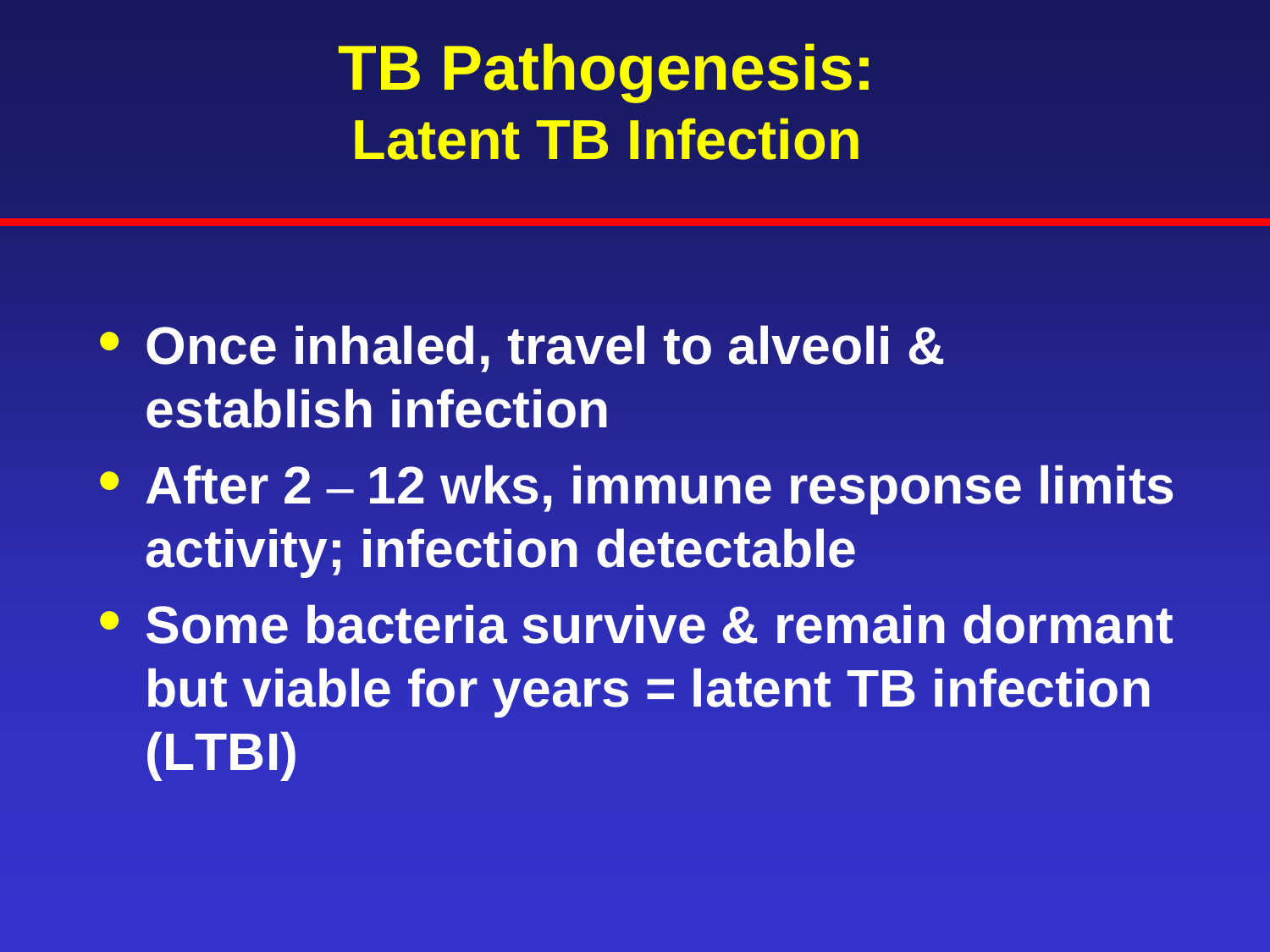# TB Pathogenesis:
## Latent TB Infection

- Once inhaled, travel to alveoli & establish infection
- After 2 – 12 wks, immune response limits activity; infection detectable
- Some bacteria survive & remain dormant but viable for years = latent TB infection (LTBI)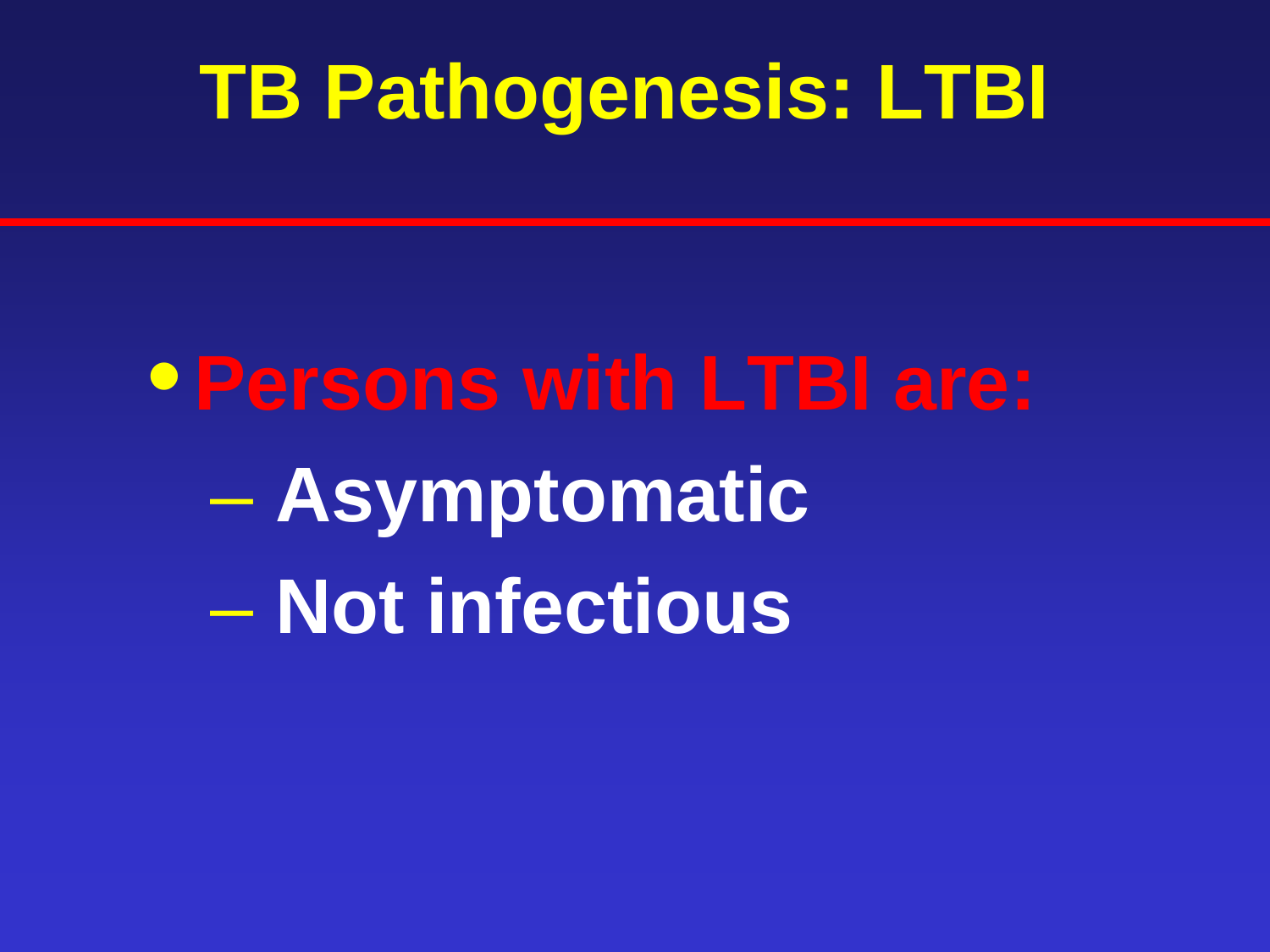# TB Pathogenesis: LTBI

- **Persons with LTBI are:**
  - Asymptomatic
  - Not infectious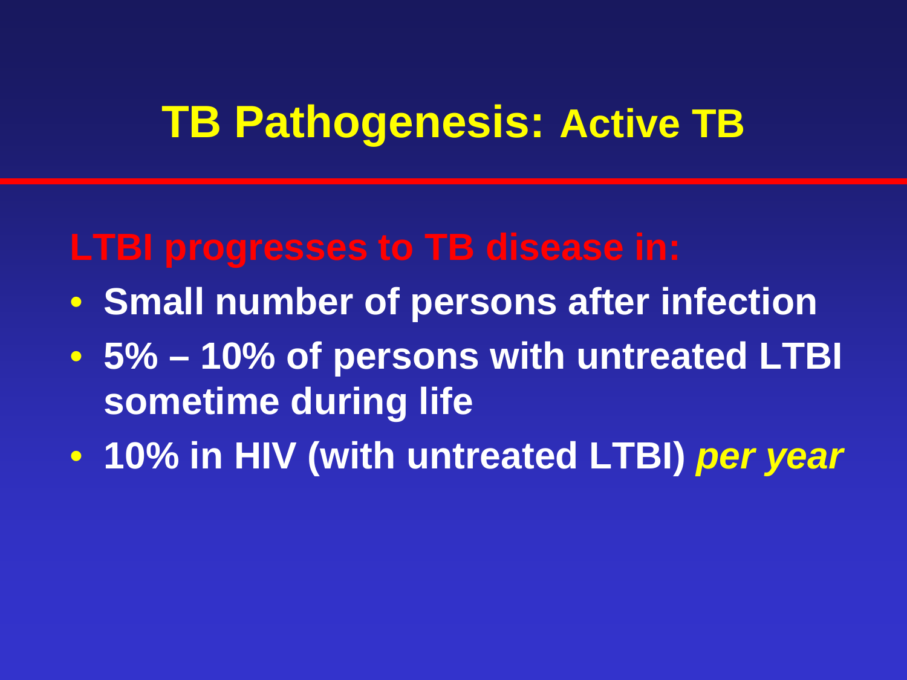# TB Pathogenesis: Active TB

**LTBI progresses to TB disease in:**

- **Small number of persons after infection**
- **5% – 10% of persons with untreated LTBI sometime during life**
- **10% in HIV (with untreated LTBI) *per year***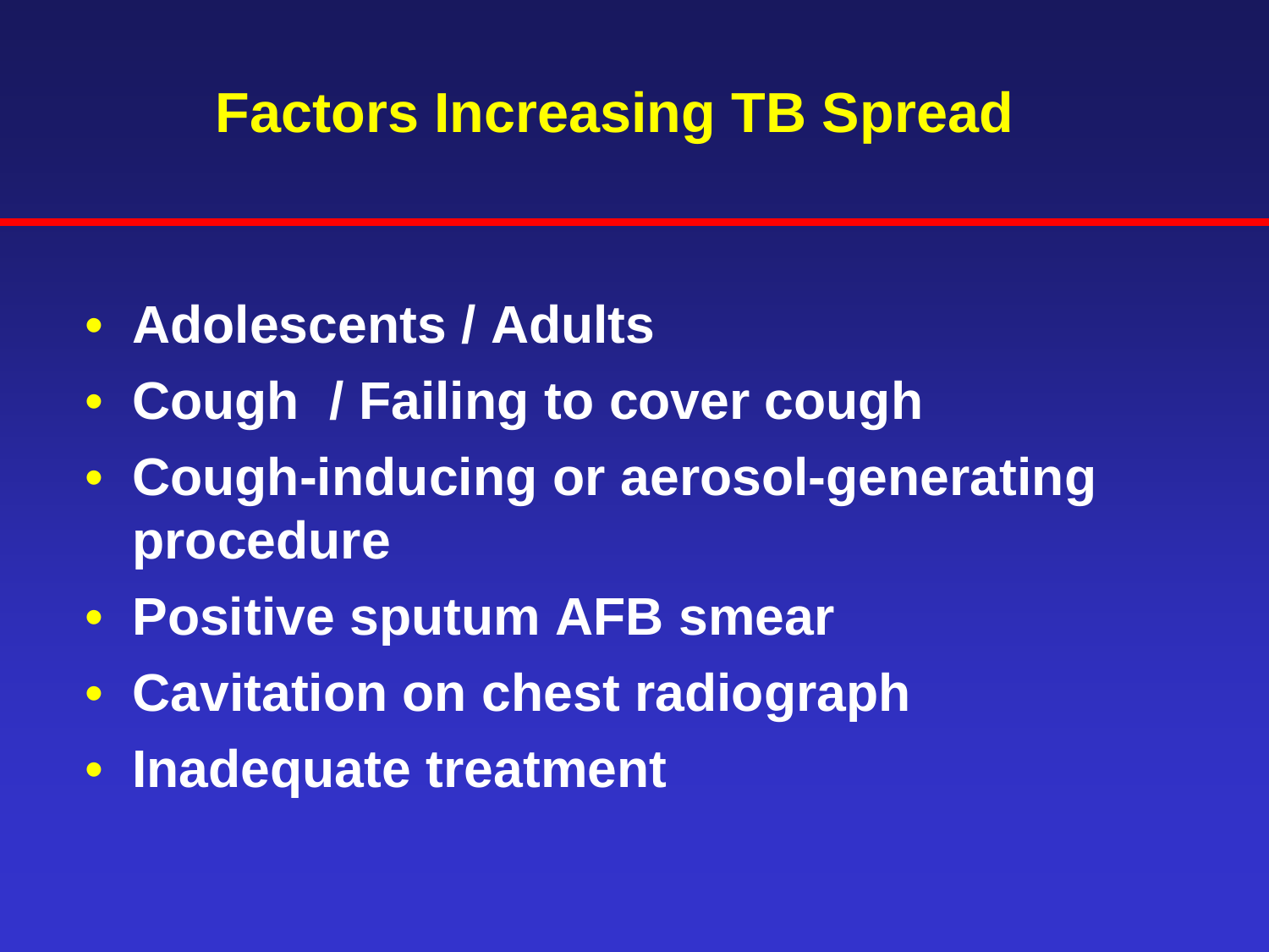# Factors Increasing TB Spread

- Adolescents / Adults
- Cough / Failing to cover cough
- Cough-inducing or aerosol-generating procedure
- Positive sputum AFB smear
- Cavitation on chest radiograph
- Inadequate treatment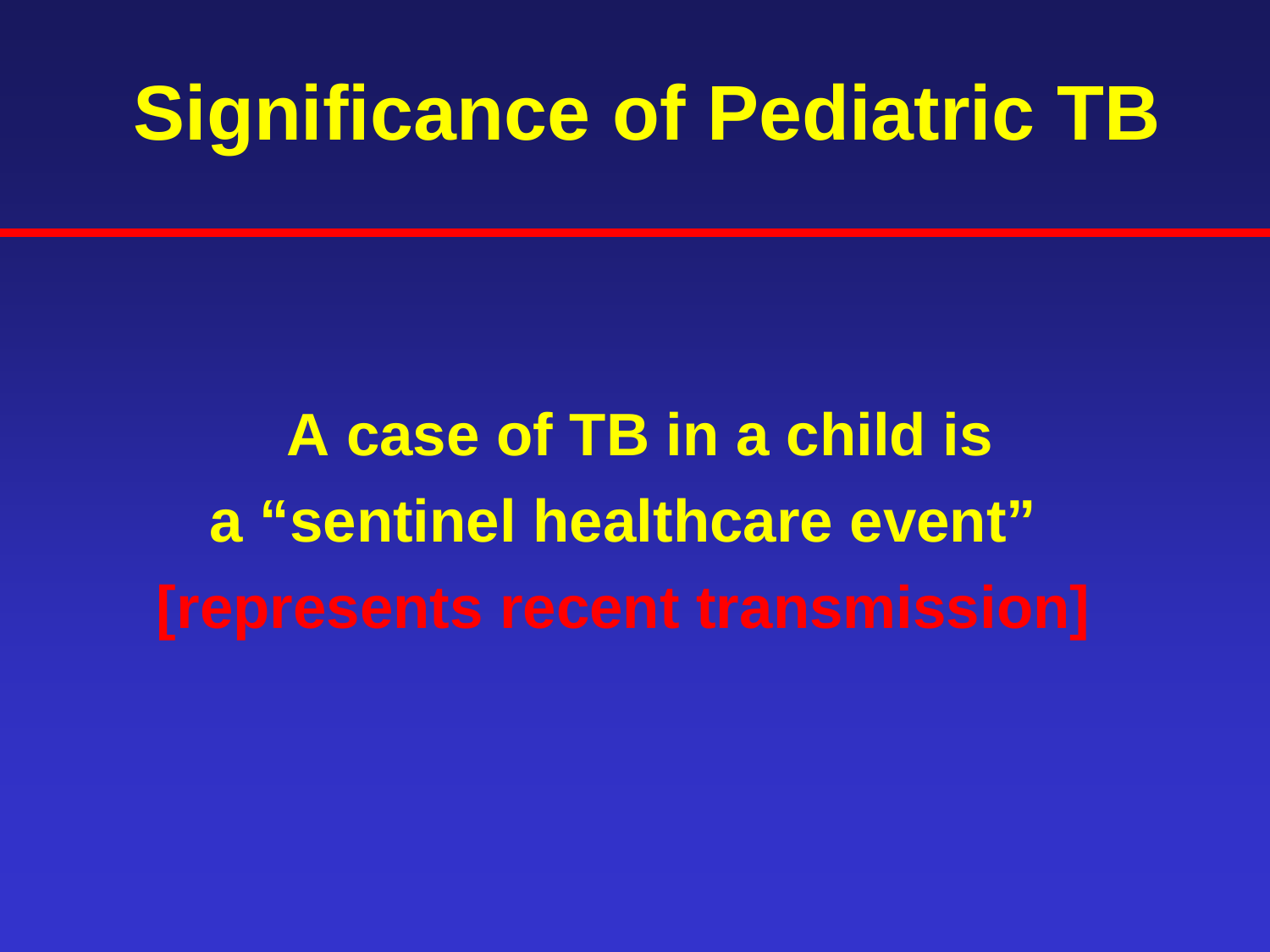# Significance of Pediatric TB

**A case of TB in a child is**
**a "sentinel healthcare event"**
**[represents recent transmission]**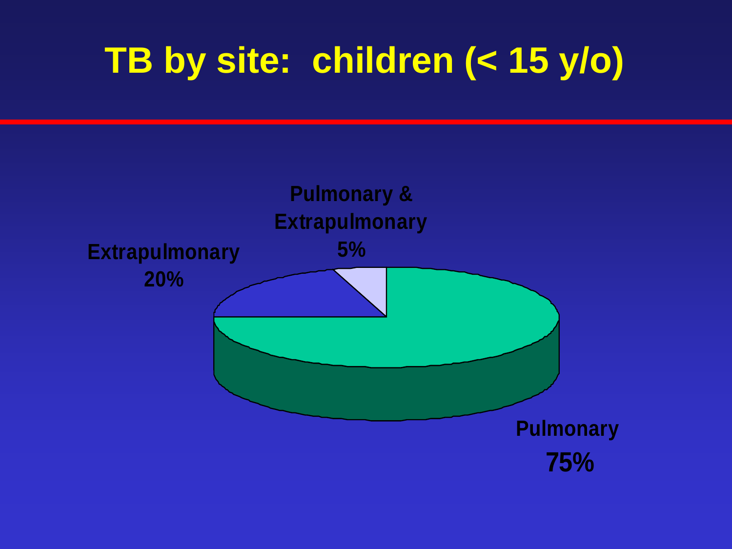# TB by site: children (< 15 y/o)

Pulmonary & Extrapulmonary 5%

Extrapulmonary 20%

Pulmonary 75%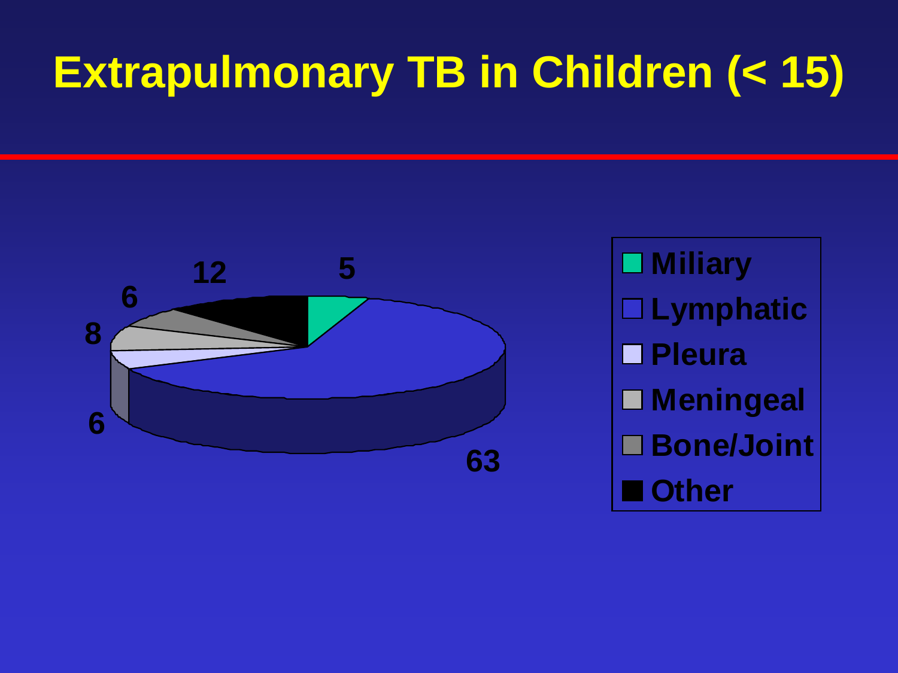# Extrapulmonary TB in Children (< 15)

| Category | Value |
| --- | --- |
| Miliary | 5 |
| Lymphatic | 63 |
| Pleura | 6 |
| Meningeal | 8 |
| Bone/Joint | 6 |
| Other | 12 |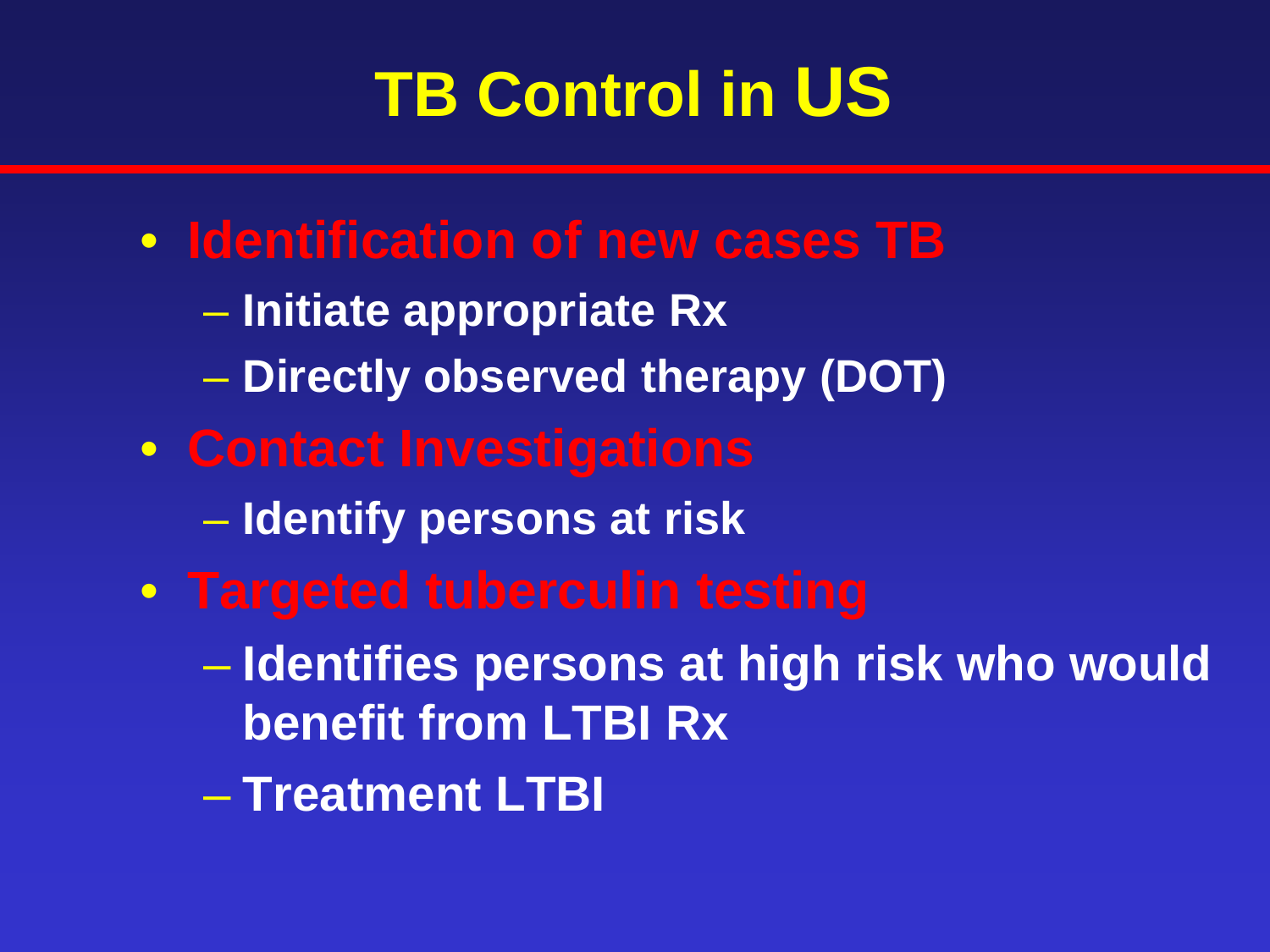# TB Control in US

- Identification of new cases TB
  - Initiate appropriate Rx
  - Directly observed therapy (DOT)
- Contact Investigations
  - Identify persons at risk
- Targeted tuberculin testing
  - Identifies persons at high risk who would benefit from LTBI Rx
  - Treatment LTBI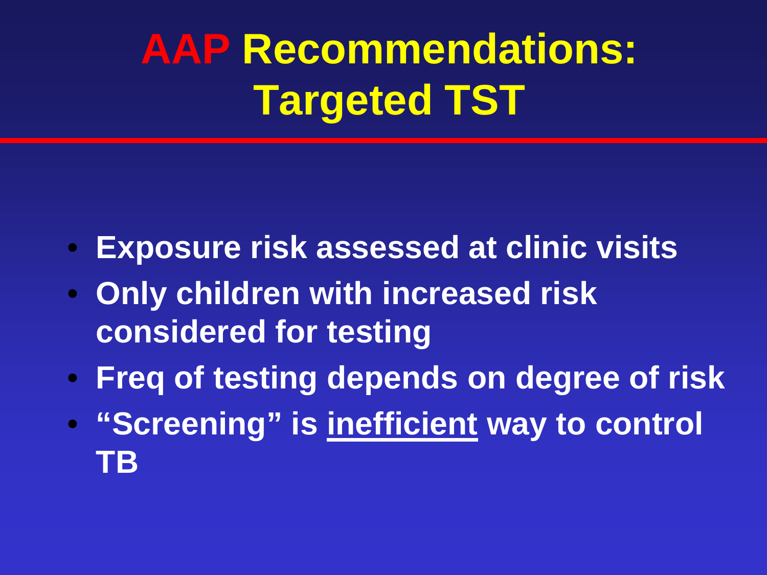# AAP Recommendations: Targeted TST

- Exposure risk assessed at clinic visits
- Only children with increased risk considered for testing
- Freq of testing depends on degree of risk
- "Screening" is <u>inefficient</u> way to control TB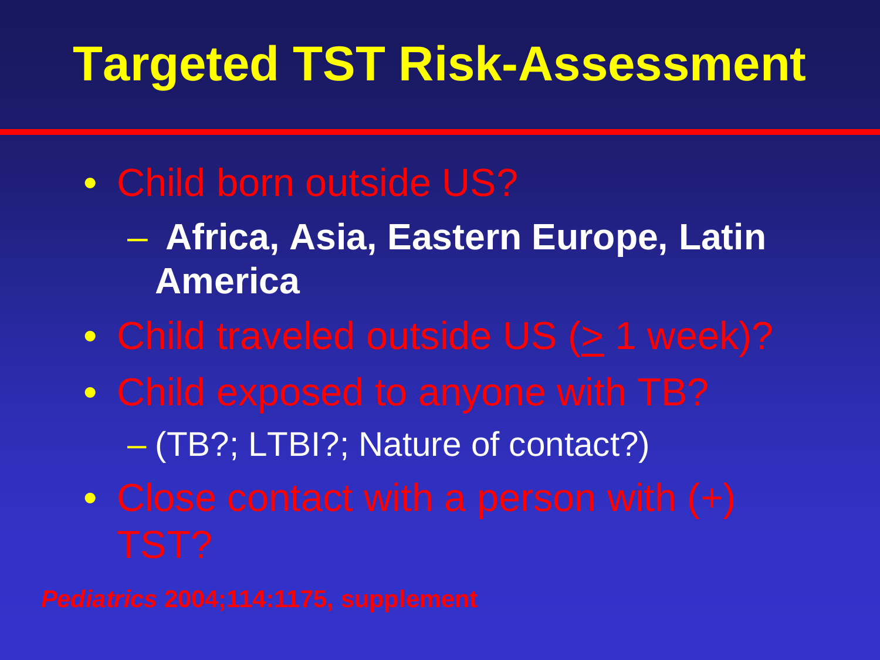# Targeted TST Risk-Assessment

- Child born outside US?
  - **Africa, Asia, Eastern Europe, Latin America**
- Child traveled outside US ($\geq$ 1 week)?
- Child exposed to anyone with TB?
  - (TB?; LTBI?; Nature of contact?)
- Close contact with a person with (+) TST?

***Pediatrics*** **2004;114:1175, supplement**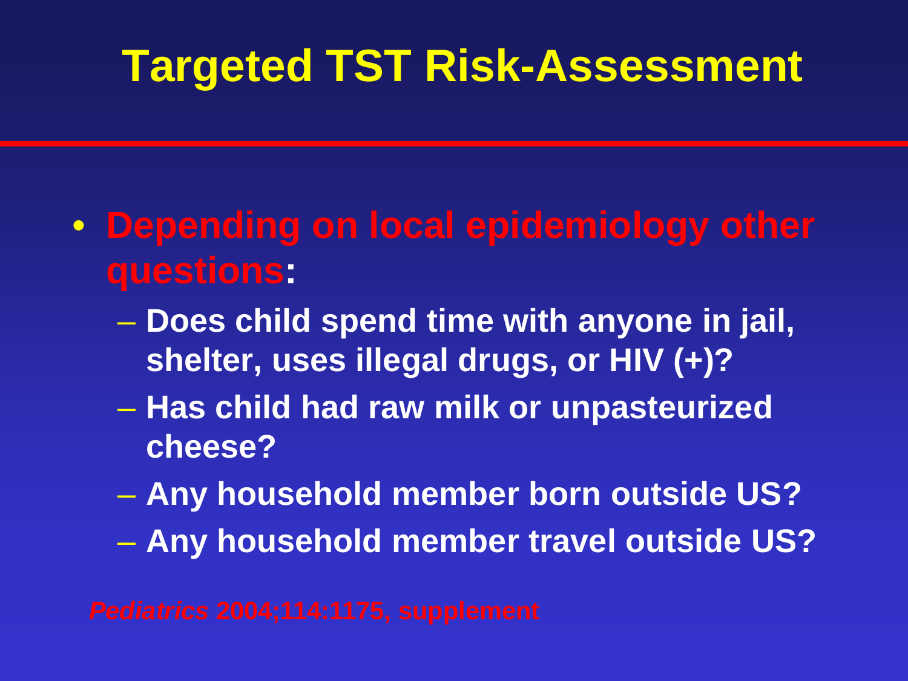# Targeted TST Risk-Assessment

- **Depending on local epidemiology other questions:**
  - **Does child spend time with anyone in jail, shelter, uses illegal drugs, or HIV (+)?**
  - **Has child had raw milk or unpasteurized cheese?**
  - **Any household member born outside US?**
  - **Any household member travel outside US?**

***Pediatrics* 2004;114:1175, supplement**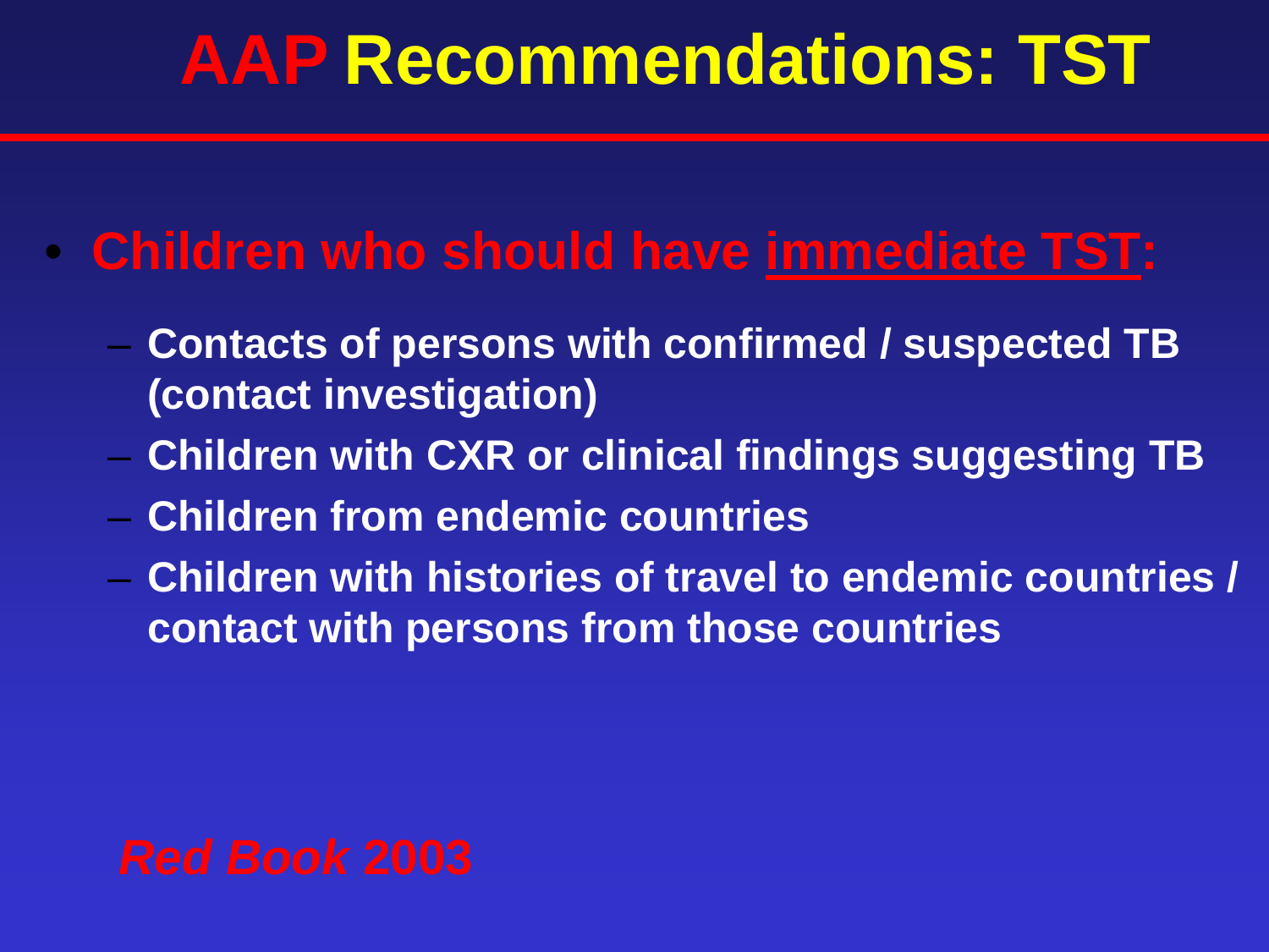# AAP Recommendations: TST

- **Children who should have <u>immediate TST</u>:**
  - **Contacts of persons with confirmed / suspected TB (contact investigation)**
  - **Children with CXR or clinical findings suggesting TB**
  - **Children from endemic countries**
  - **Children with histories of travel to endemic countries / contact with persons from those countries**

***Red Book*** **2003**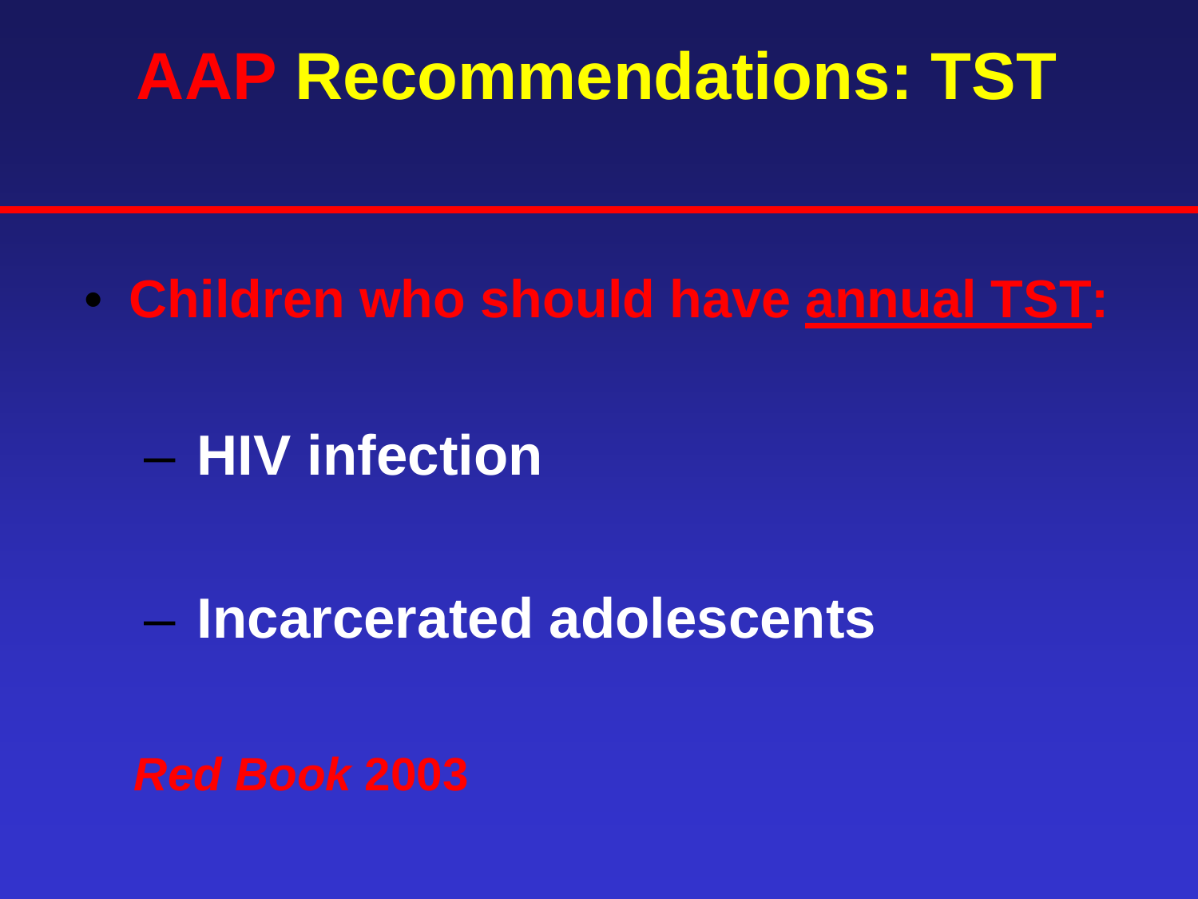# AAP Recommendations: TST

- **Children who should have <u>annual TST</u>:**
  - **HIV infection**
  - **Incarcerated adolescents**

***Red Book* 2003**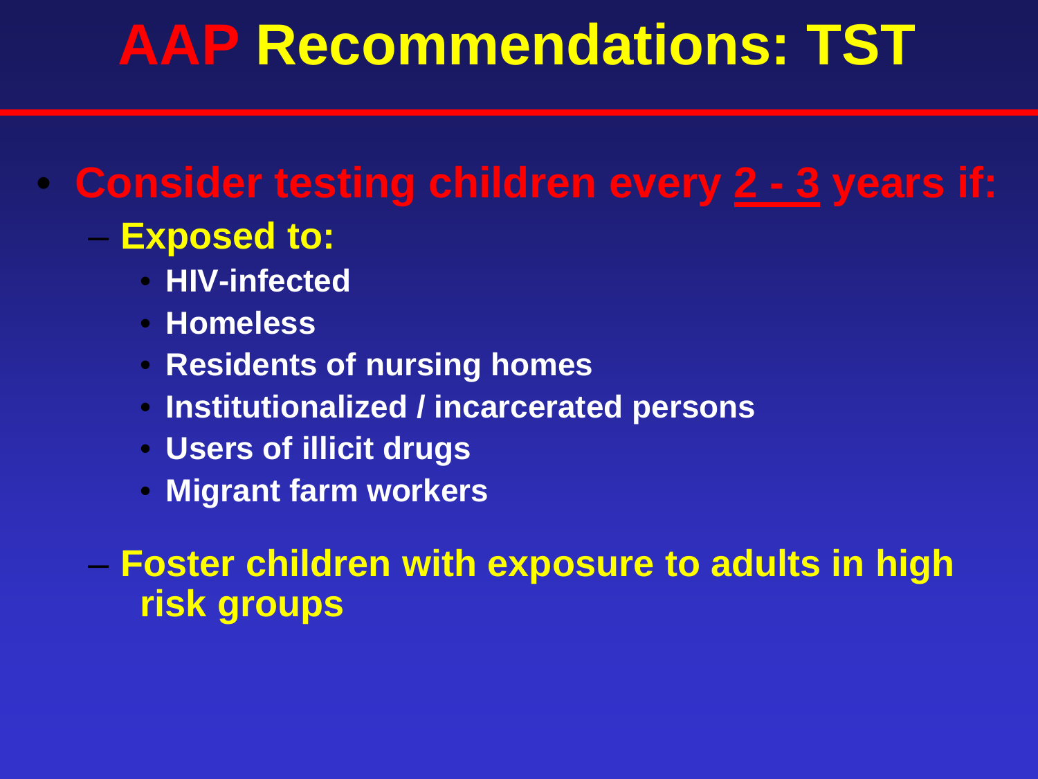# AAP Recommendations: TST

- **Consider testing children every 2 - 3 years if:**
  - **Exposed to:**
    - **HIV-infected**
    - **Homeless**
    - **Residents of nursing homes**
    - **Institutionalized / incarcerated persons**
    - **Users of illicit drugs**
    - **Migrant farm workers**
  - **Foster children with exposure to adults in high risk groups**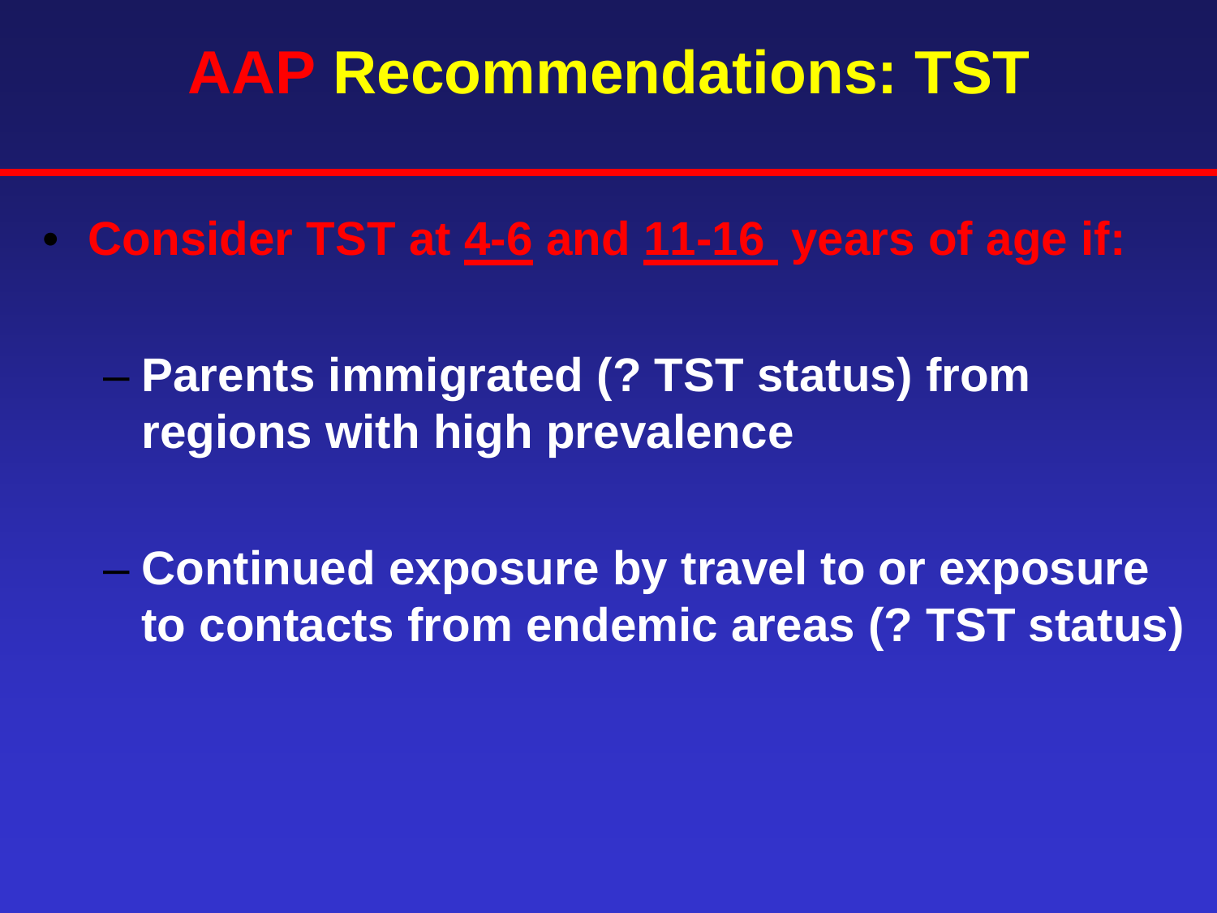# AAP Recommendations: TST

- **Consider TST at <u>4-6</u> and <u>11-16</u> years of age if:**
  - **Parents immigrated (? TST status) from regions with high prevalence**
  - **Continued exposure by travel to or exposure to contacts from endemic areas (? TST status)**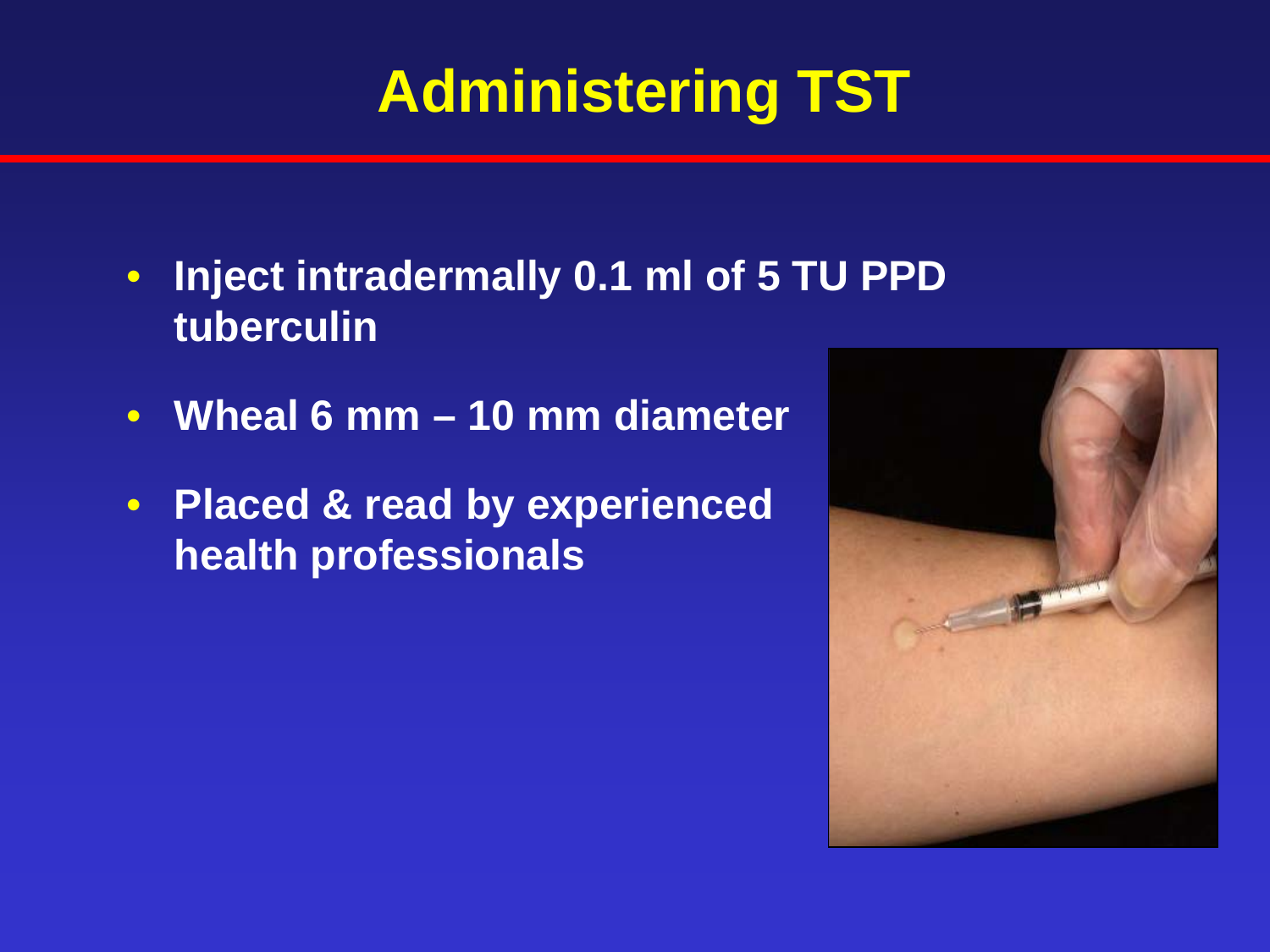# Administering TST

- Inject intradermally 0.1 ml of 5 TU PPD tuberculin
- Wheal 6 mm – 10 mm diameter
- Placed & read by experienced health professionals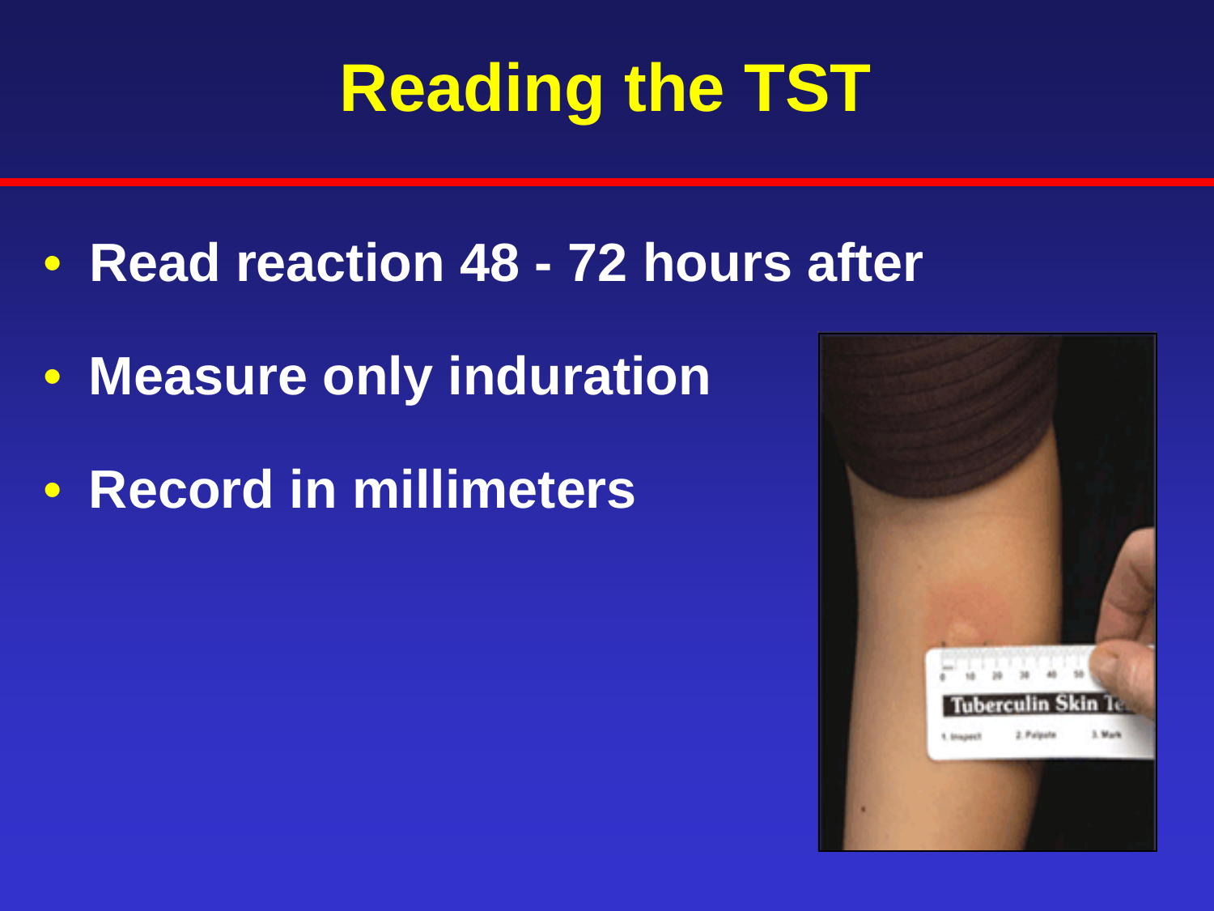# Reading the TST

- **Read reaction 48 - 72 hours after**
- **Measure only induration**
- **Record in millimeters**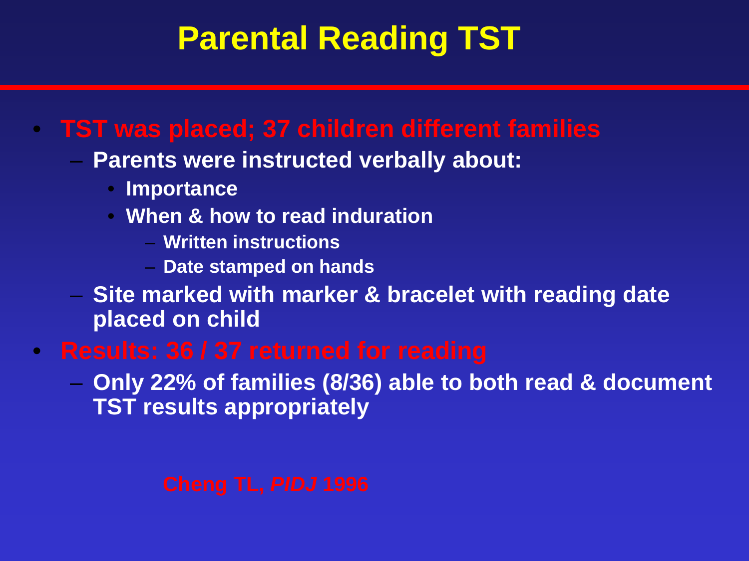# Parental Reading TST

- TST was placed; 37 children different families
  - Parents were instructed verbally about:
    - Importance
    - When & how to read induration
      - Written instructions
      - Date stamped on hands
  - Site marked with marker & bracelet with reading date placed on child
- Results: 36 / 37 returned for reading
  - Only 22% of families (8/36) able to both read & document TST results appropriately

Cheng TL, *PIDJ* 1996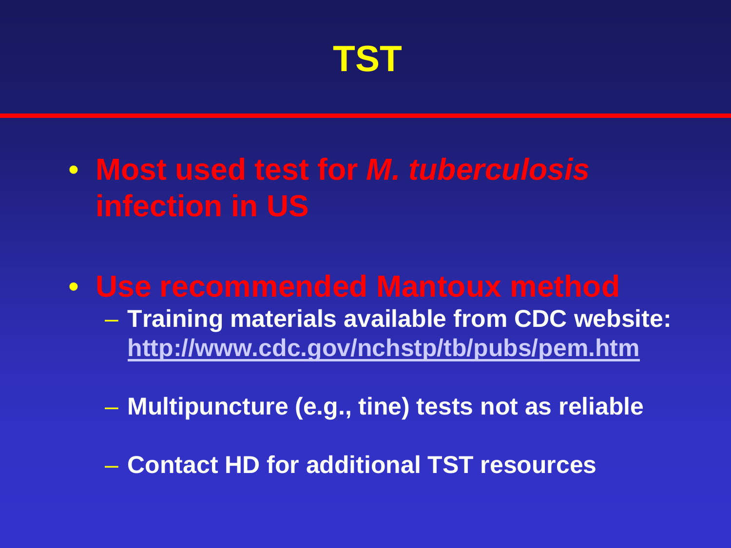# TST

- **Most used test for *M. tuberculosis* infection in US**
- **Use recommended Mantoux method**
  - **Training materials available from CDC website: http://www.cdc.gov/nchstp/tb/pubs/pem.htm**
  - **Multipuncture (e.g., tine) tests not as reliable**
  - **Contact HD for additional TST resources**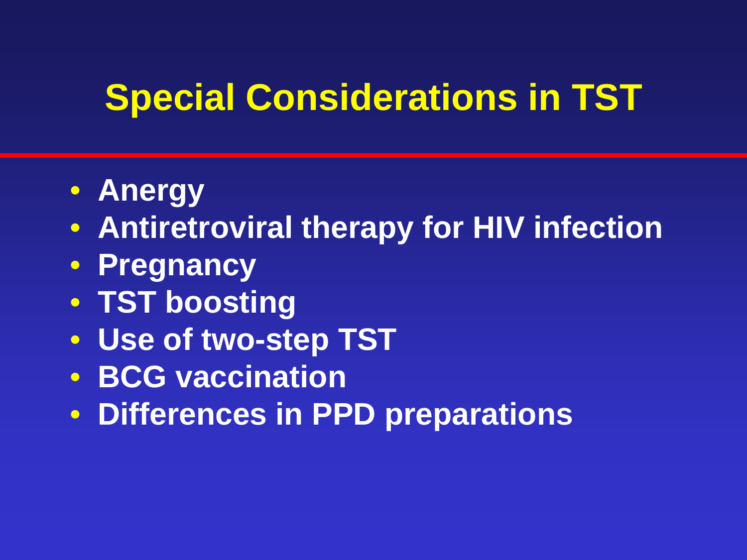# Special Considerations in TST

- Anergy
- Antiretroviral therapy for HIV infection
- Pregnancy
- TST boosting
- Use of two-step TST
- BCG vaccination
- Differences in PPD preparations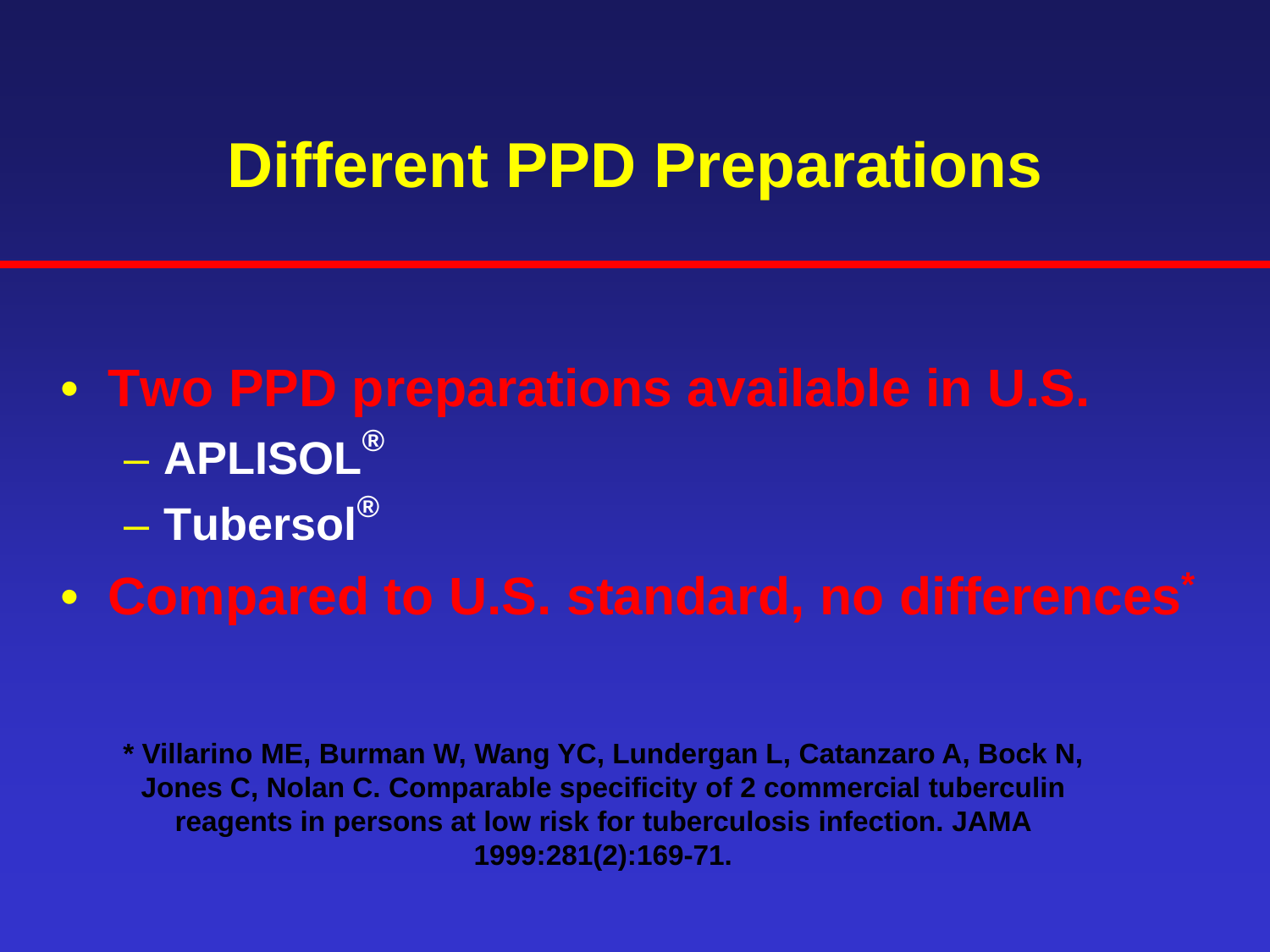# Different PPD Preparations

- Two PPD preparations available in U.S.
  - APLISOL®
  - Tubersol®
- Compared to U.S. standard, no differences*

* Villarino ME, Burman W, Wang YC, Lundergan L, Catanzaro A, Bock N, Jones C, Nolan C. Comparable specificity of 2 commercial tuberculin reagents in persons at low risk for tuberculosis infection. JAMA 1999:281(2):169-71.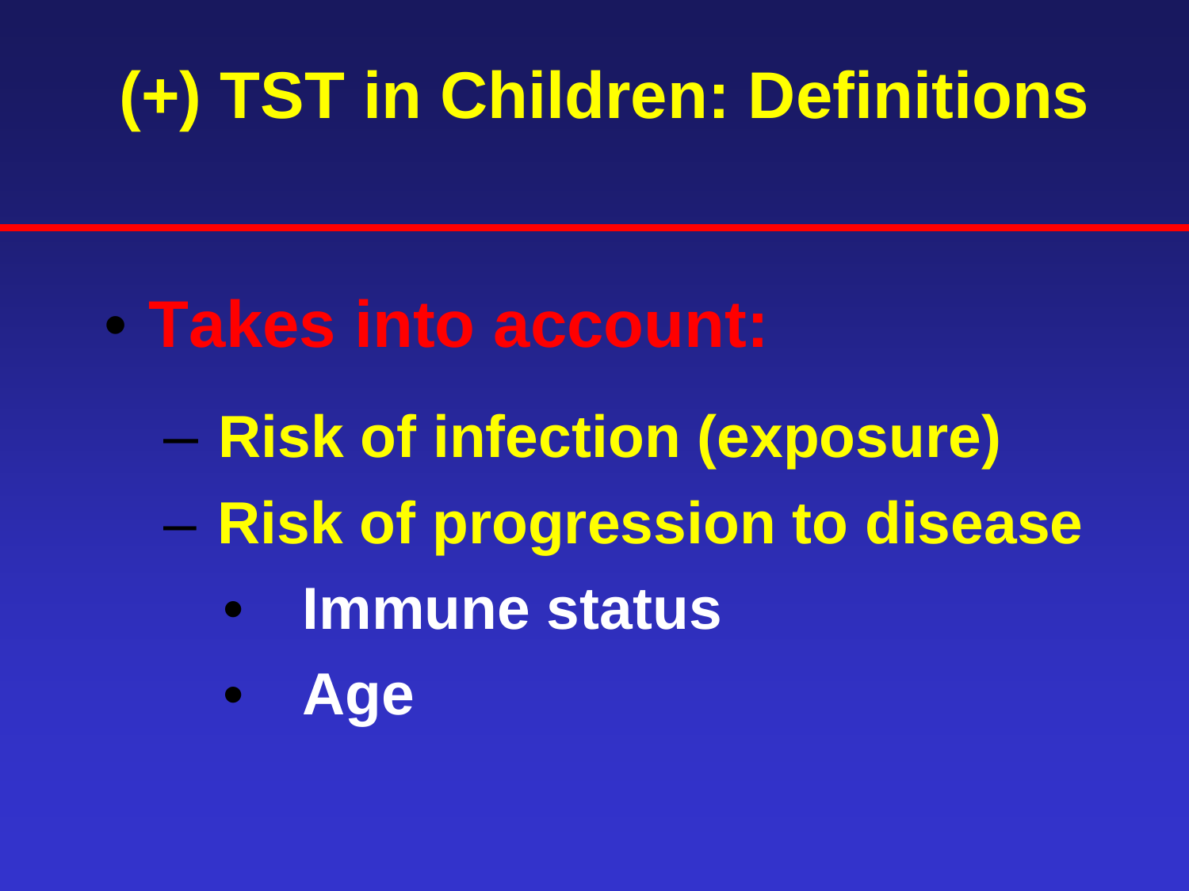# (+) TST in Children: Definitions

- **Takes into account:**
  - **Risk of infection (exposure)**
  - **Risk of progression to disease**
    - **Immune status**
    - **Age**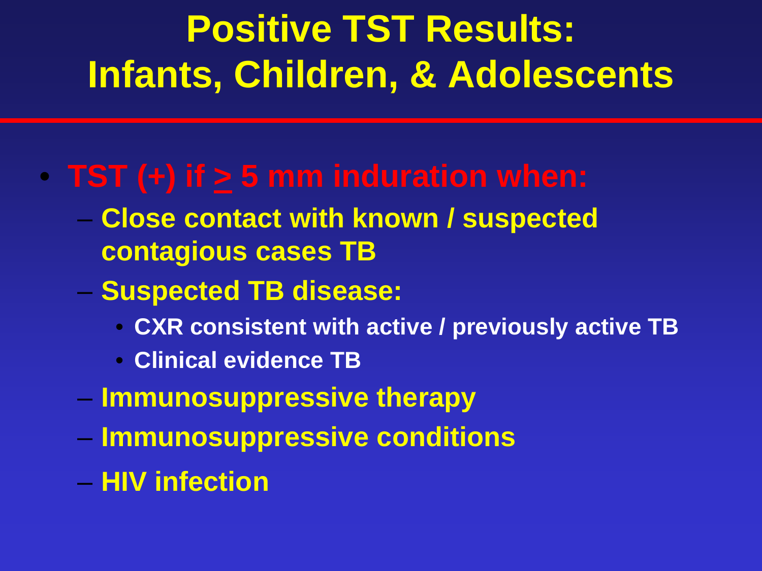# Positive TST Results: Infants, Children, & Adolescents

- **TST (+) if $\geq$ 5 mm induration when:**
  - **Close contact with known / suspected contagious cases TB**
  - **Suspected TB disease:**
    - **CXR consistent with active / previously active TB**
    - **Clinical evidence TB**
  - **Immunosuppressive therapy**
  - **Immunosuppressive conditions**
  - **HIV infection**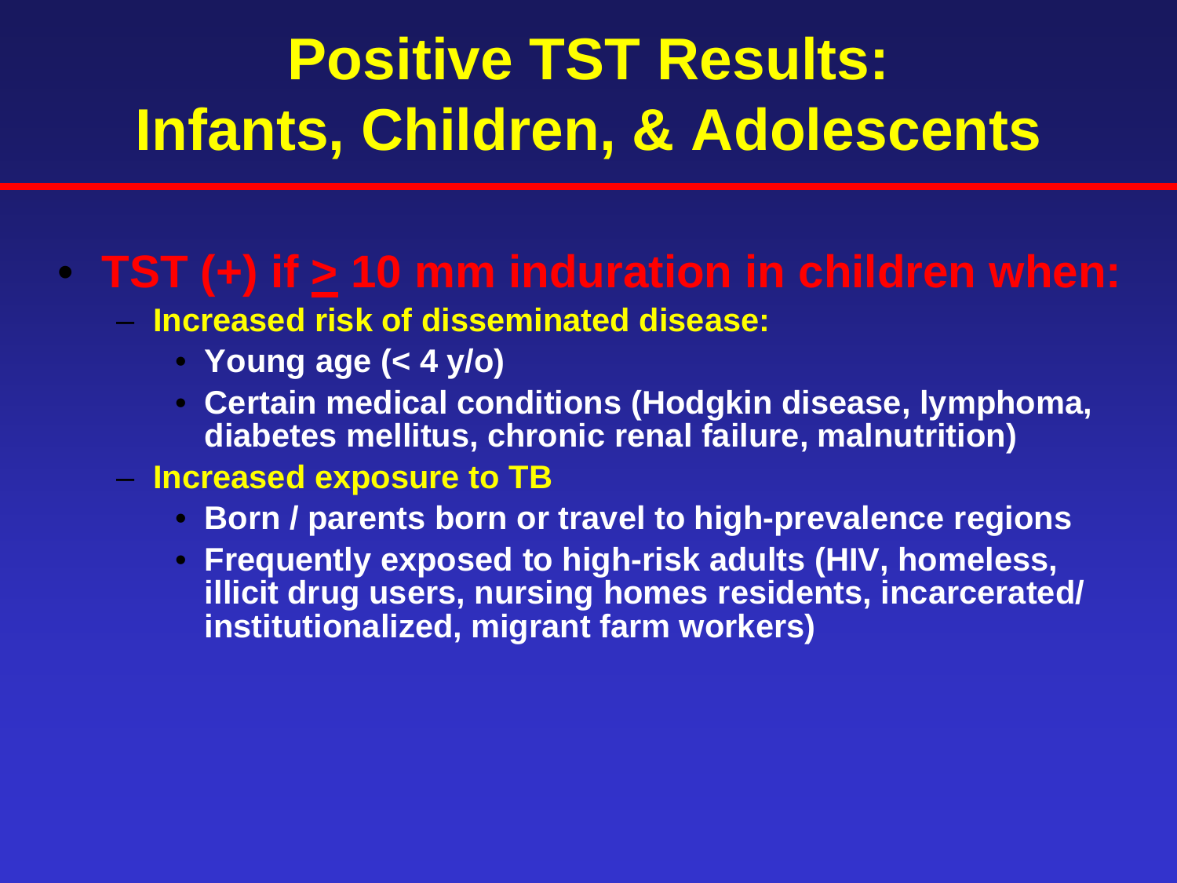# Positive TST Results: Infants, Children, & Adolescents

- **TST (+) if $\geq$ 10 mm induration in children when:**
  - **Increased risk of disseminated disease:**
    - **Young age (< 4 y/o)**
    - **Certain medical conditions (Hodgkin disease, lymphoma, diabetes mellitus, chronic renal failure, malnutrition)**
  - **Increased exposure to TB**
    - **Born / parents born or travel to high-prevalence regions**
    - **Frequently exposed to high-risk adults (HIV, homeless, illicit drug users, nursing homes residents, incarcerated/ institutionalized, migrant farm workers)**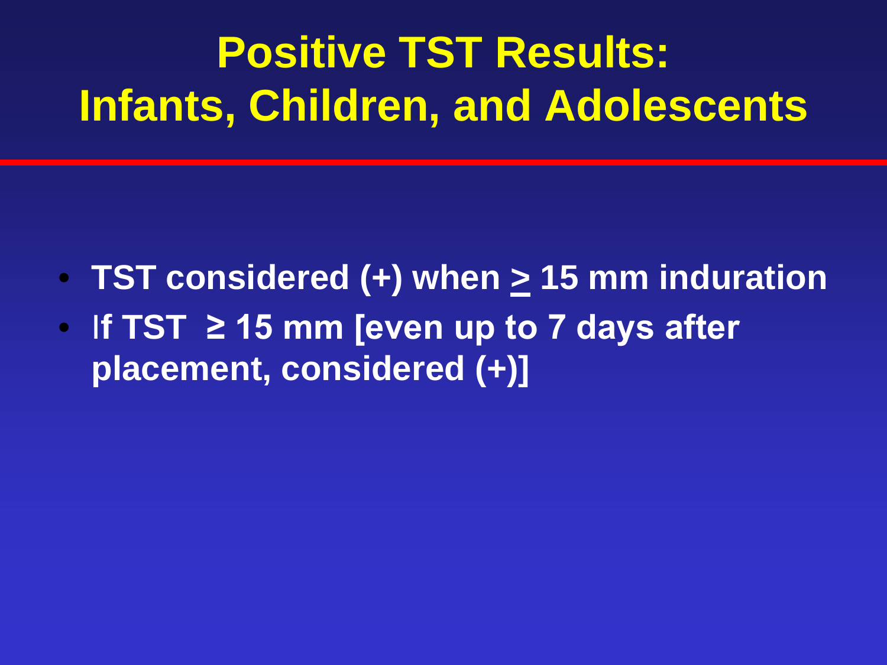# Positive TST Results: Infants, Children, and Adolescents

- **TST considered (+) when ≥ 15 mm induration**
- **If TST ≥ 15 mm [even up to 7 days after placement, considered (+)]**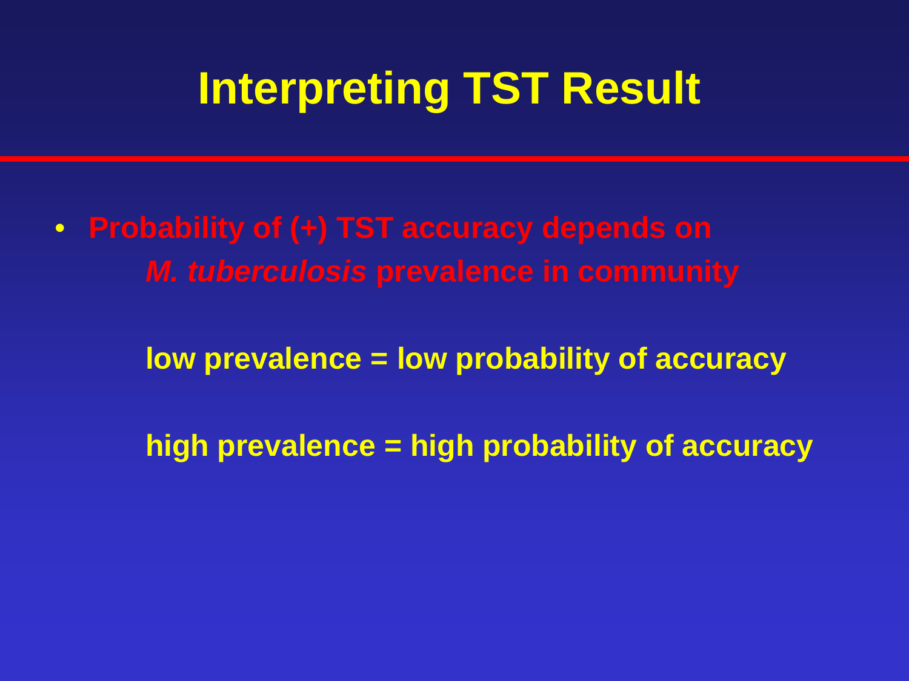# Interpreting TST Result

- **Probability of (+) TST accuracy depends on *M. tuberculosis* prevalence in community**

  **low prevalence = low probability of accuracy**

  **high prevalence = high probability of accuracy**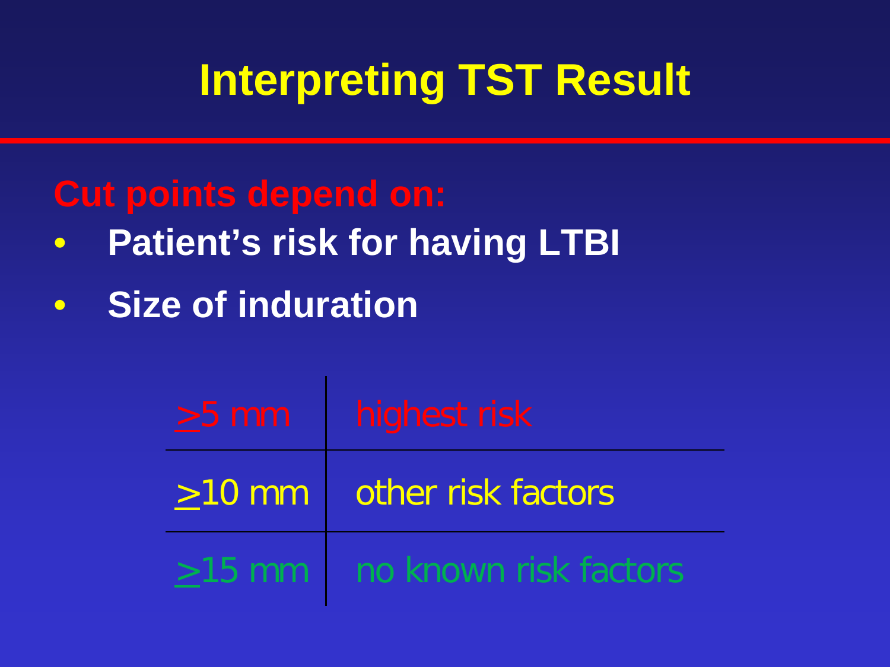# Interpreting TST Result

**Cut points depend on:**

- **Patient's risk for having LTBI**
- **Size of induration**

| | |
|---|---|
| $\geq$5 mm | highest risk |
| $\geq$10 mm | other risk factors |
| $\geq$15 mm | no known risk factors |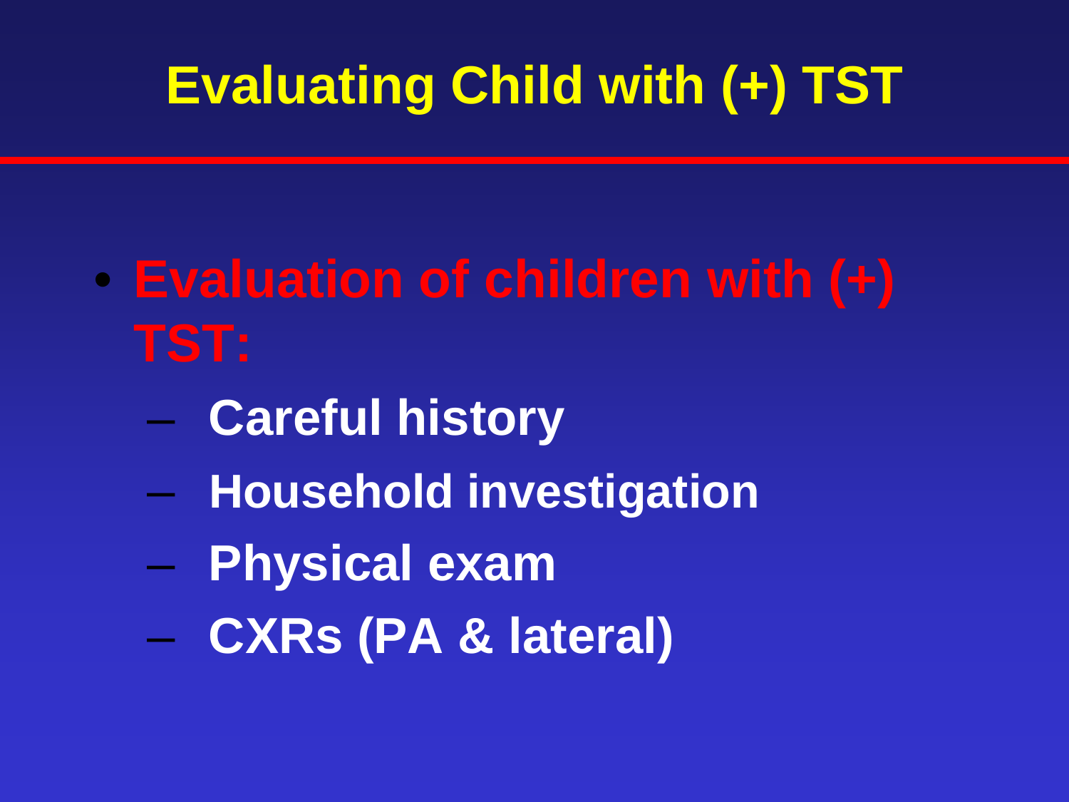# Evaluating Child with (+) TST

- **Evaluation of children with (+) TST:**
  - **Careful history**
  - **Household investigation**
  - **Physical exam**
  - **CXRs (PA & lateral)**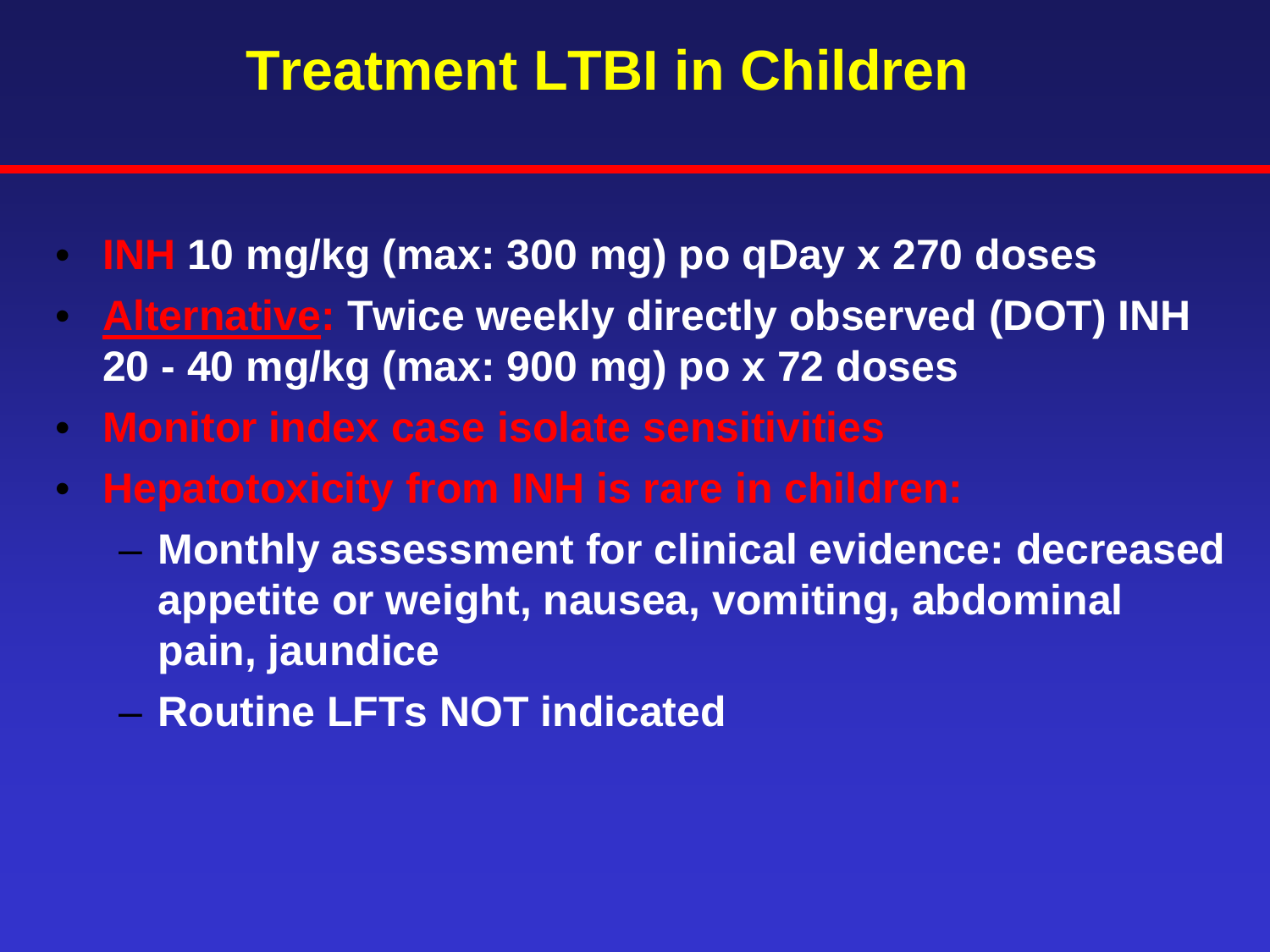# Treatment LTBI in Children

- **INH 10 mg/kg (max: 300 mg) po qDay x 270 doses**
- **Alternative: Twice weekly directly observed (DOT) INH 20 - 40 mg/kg (max: 900 mg) po x 72 doses**
- **Monitor index case isolate sensitivities**
- **Hepatotoxicity from INH is rare in children:**
  - **Monthly assessment for clinical evidence: decreased appetite or weight, nausea, vomiting, abdominal pain, jaundice**
  - **Routine LFTs NOT indicated**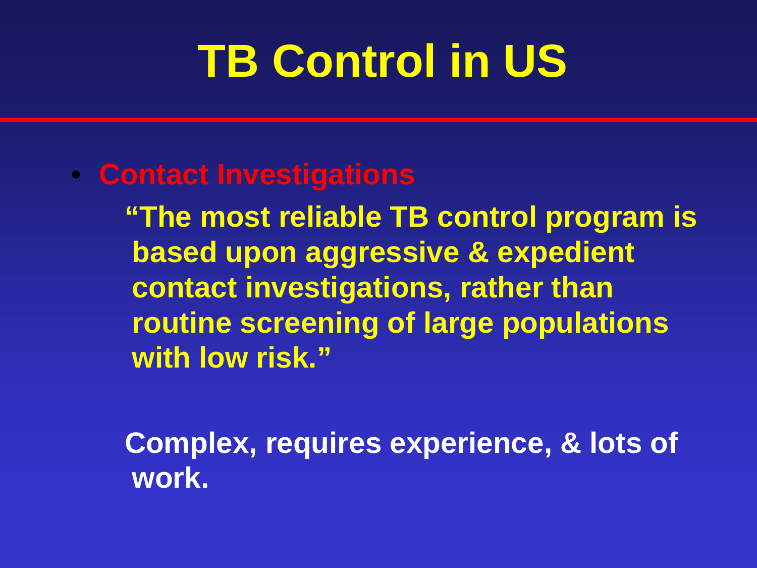# TB Control in US

- **Contact Investigations**

  **"The most reliable TB control program is based upon aggressive & expedient contact investigations, rather than routine screening of large populations with low risk."**

  **Complex, requires experience, & lots of work.**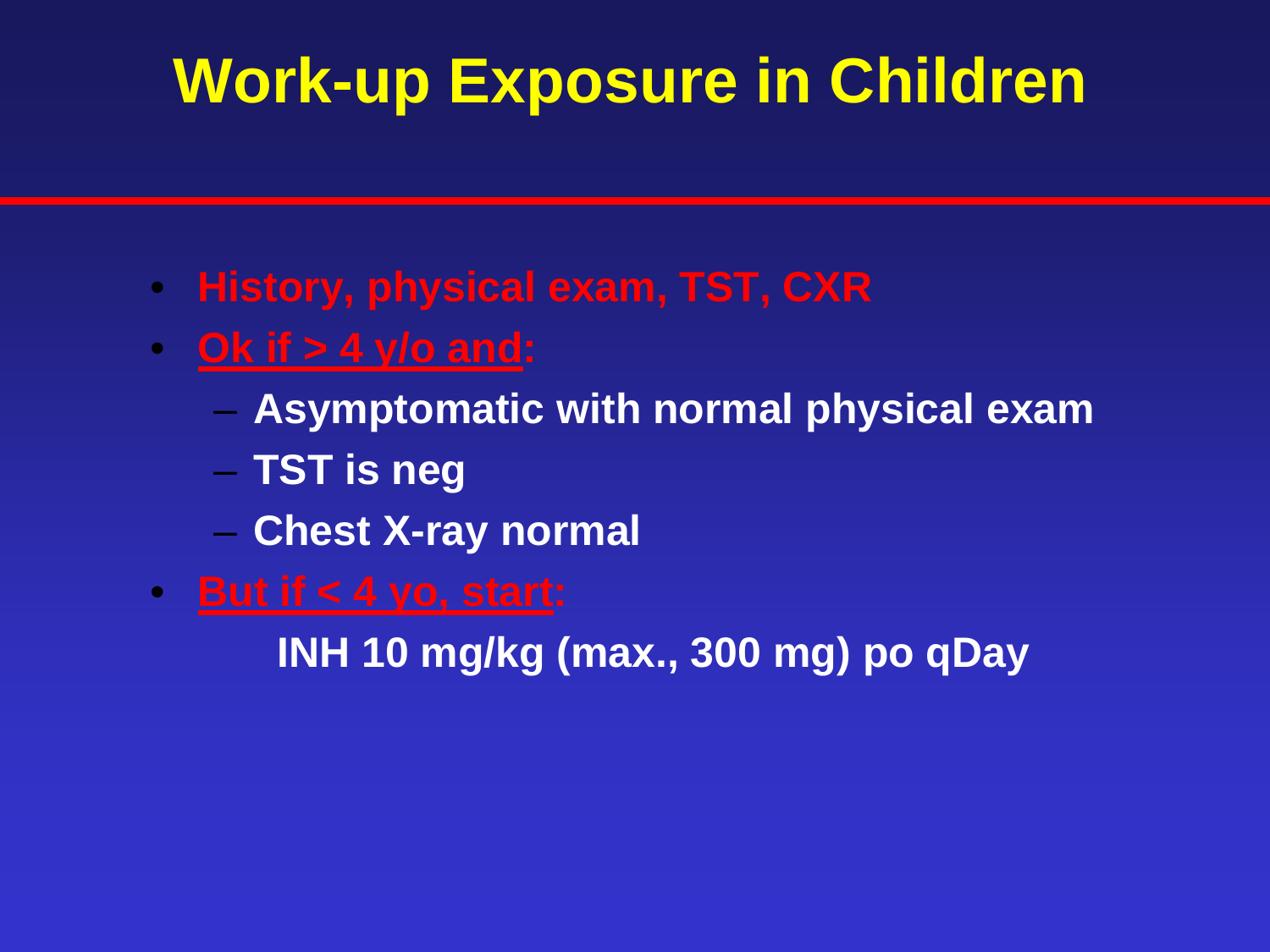# Work-up Exposure in Children

- History, physical exam, TST, CXR
- Ok if > 4 y/o and:
  - Asymptomatic with normal physical exam
  - TST is neg
  - Chest X-ray normal
- But if < 4 yo, start:

  INH 10 mg/kg (max., 300 mg) po qDay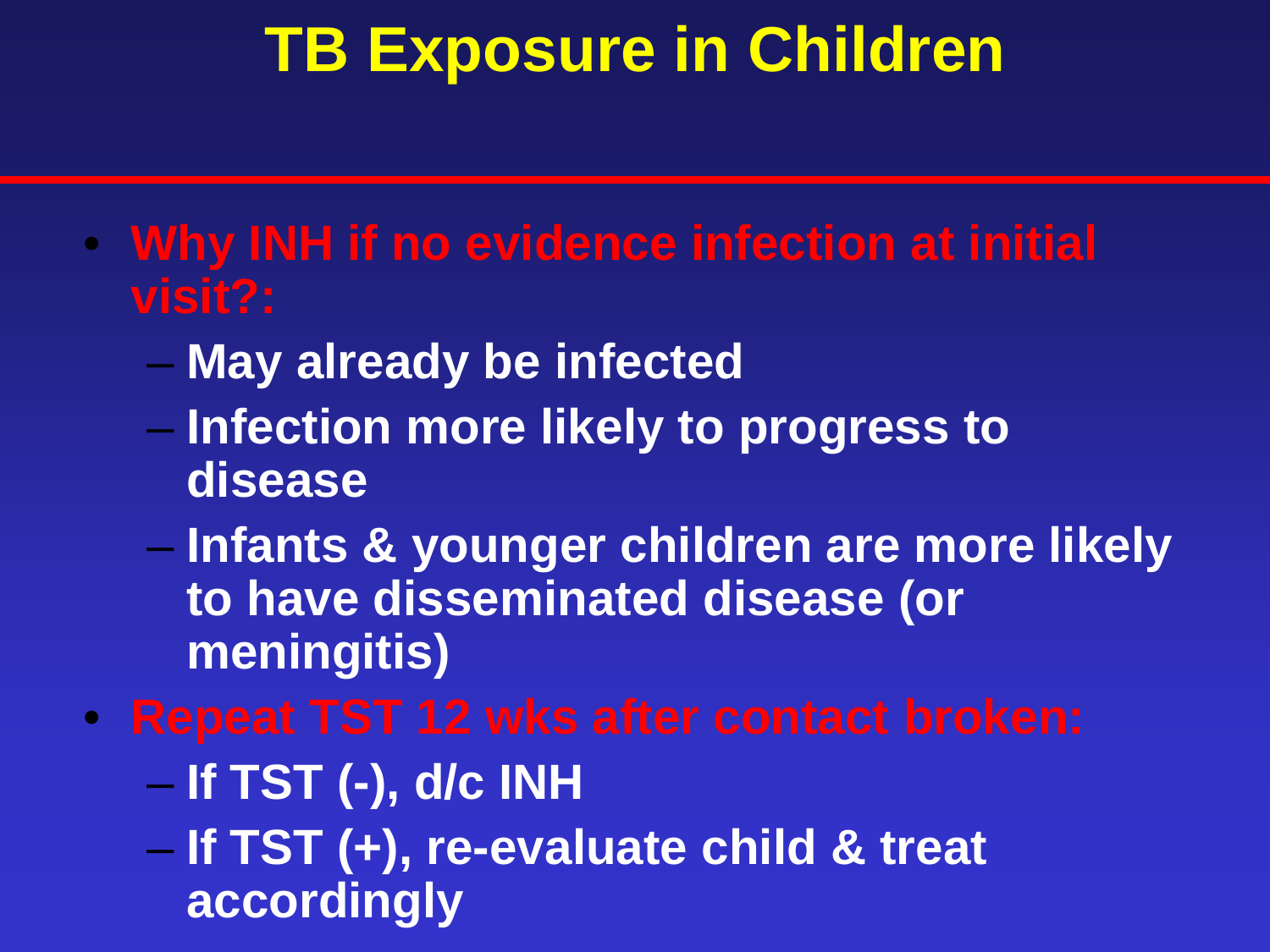# TB Exposure in Children

- **Why INH if no evidence infection at initial visit?:**
  - **May already be infected**
  - **Infection more likely to progress to disease**
  - **Infants & younger children are more likely to have disseminated disease (or meningitis)**
- **Repeat TST 12 wks after contact broken:**
  - **If TST (-), d/c INH**
  - **If TST (+), re-evaluate child & treat accordingly**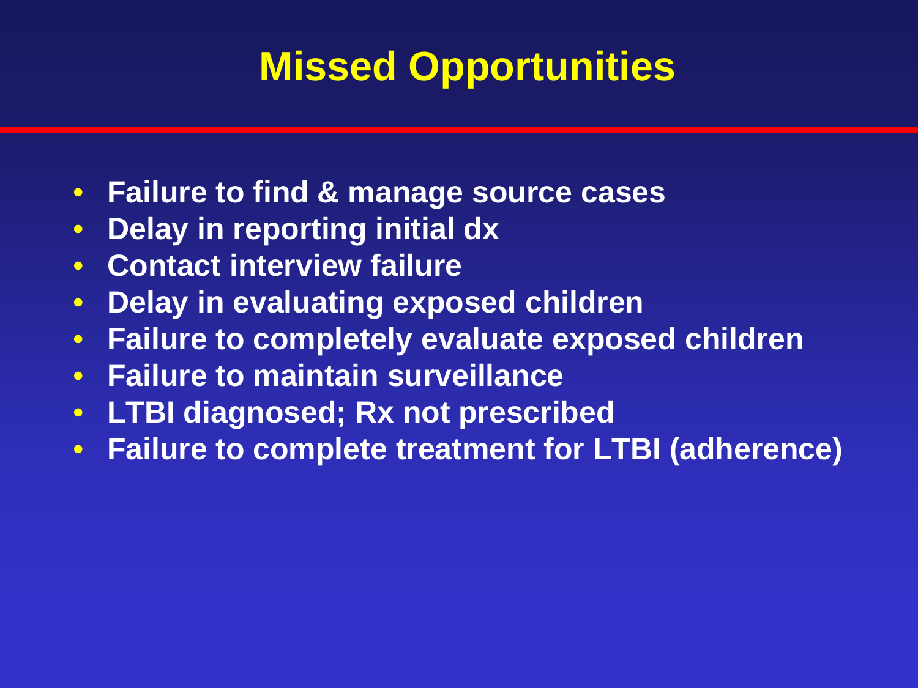# Missed Opportunities

- **Failure to find & manage source cases**
- **Delay in reporting initial dx**
- **Contact interview failure**
- **Delay in evaluating exposed children**
- **Failure to completely evaluate exposed children**
- **Failure to maintain surveillance**
- **LTBI diagnosed; Rx not prescribed**
- **Failure to complete treatment for LTBI (adherence)**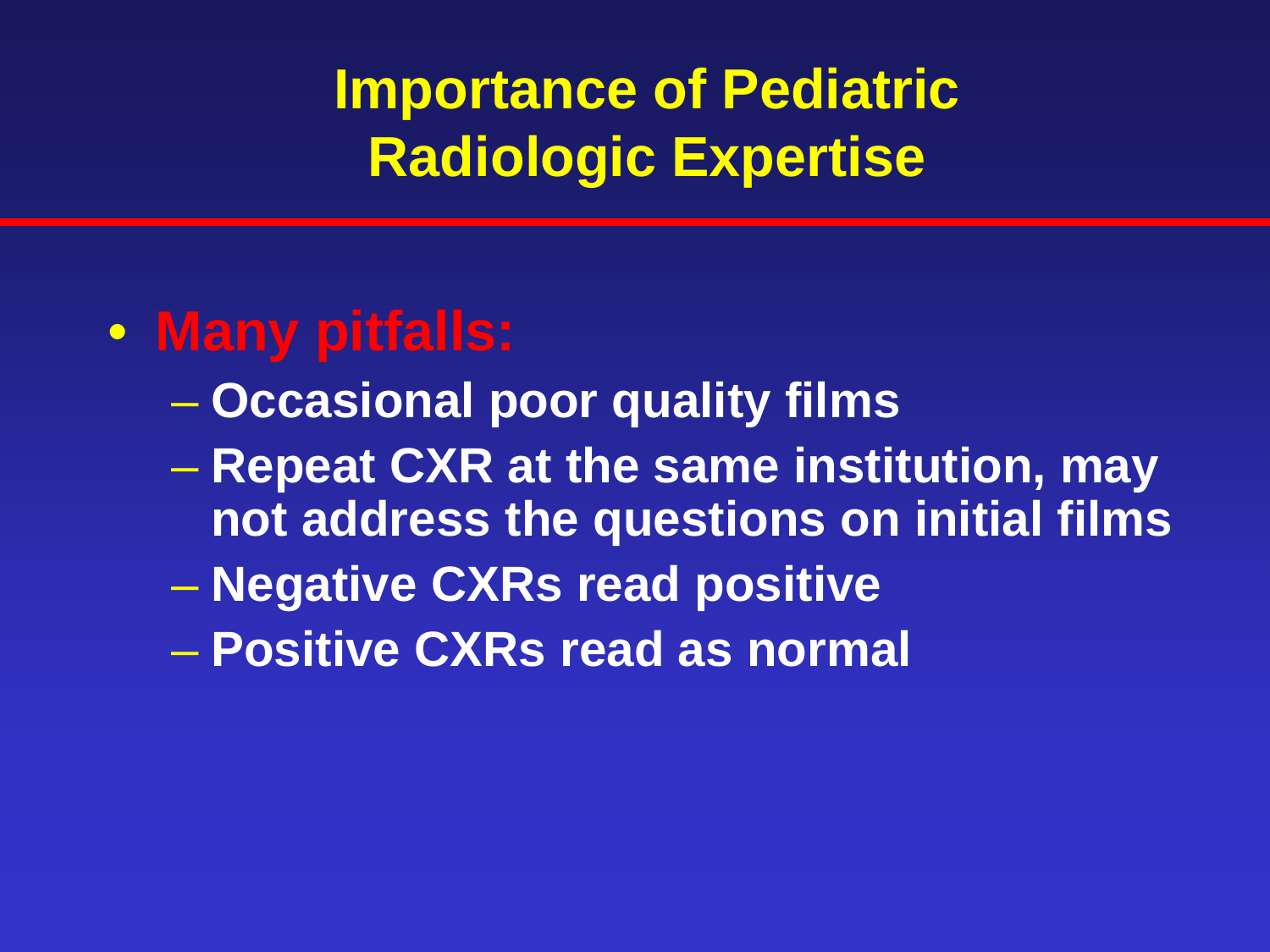# Importance of Pediatric Radiologic Expertise

- **Many pitfalls:**
  - **Occasional poor quality films**
  - **Repeat CXR at the same institution, may not address the questions on initial films**
  - **Negative CXRs read positive**
  - **Positive CXRs read as normal**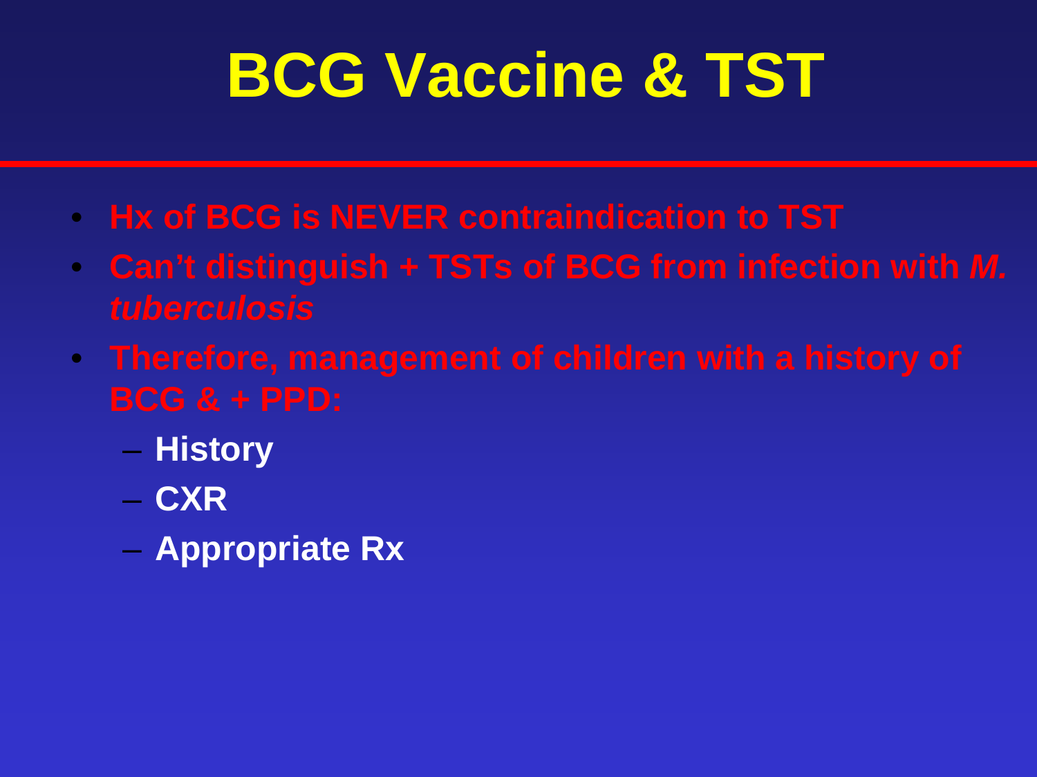# BCG Vaccine & TST

- Hx of BCG is NEVER contraindication to TST
- Can't distinguish + TSTs of BCG from infection with *M. tuberculosis*
- Therefore, management of children with a history of BCG & + PPD:
  - History
  - CXR
  - Appropriate Rx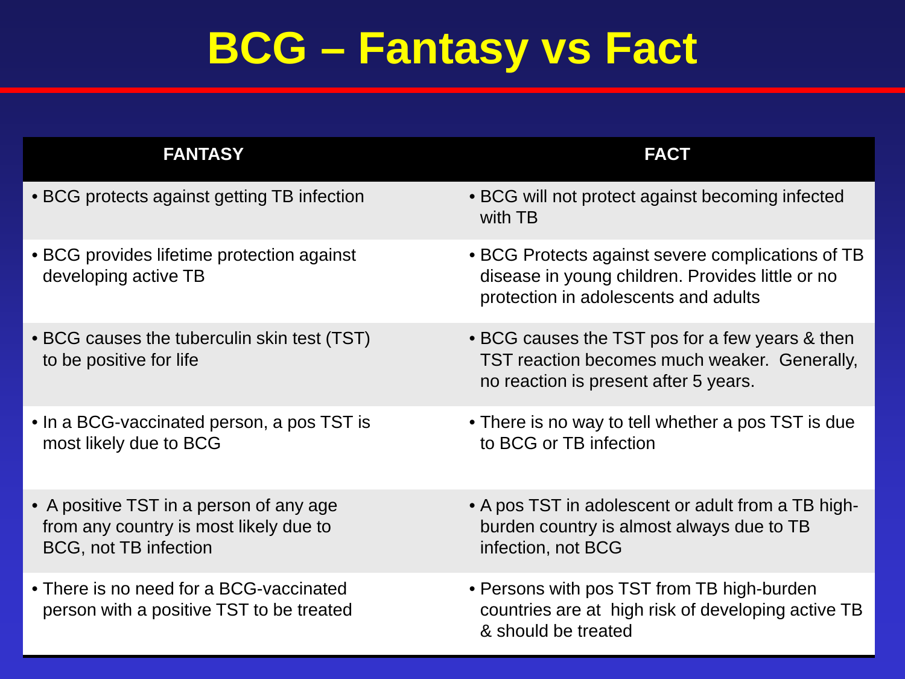# BCG – Fantasy vs Fact

| FANTASY | FACT |
|---|---|
| • BCG protects against getting TB infection | • BCG will not protect against becoming infected with TB |
| • BCG provides lifetime protection against developing active TB | • BCG Protects against severe complications of TB disease in young children. Provides little or no protection in adolescents and adults |
| • BCG causes the tuberculin skin test (TST) to be positive for life | • BCG causes the TST pos for a few years & then TST reaction becomes much weaker. Generally, no reaction is present after 5 years. |
| • In a BCG-vaccinated person, a pos TST is most likely due to BCG | • There is no way to tell whether a pos TST is due to BCG or TB infection |
| • A positive TST in a person of any age from any country is most likely due to BCG, not TB infection | • A pos TST in adolescent or adult from a TB high-burden country is almost always due to TB infection, not BCG |
| • There is no need for a BCG-vaccinated person with a positive TST to be treated | • Persons with pos TST from TB high-burden countries are at high risk of developing active TB & should be treated |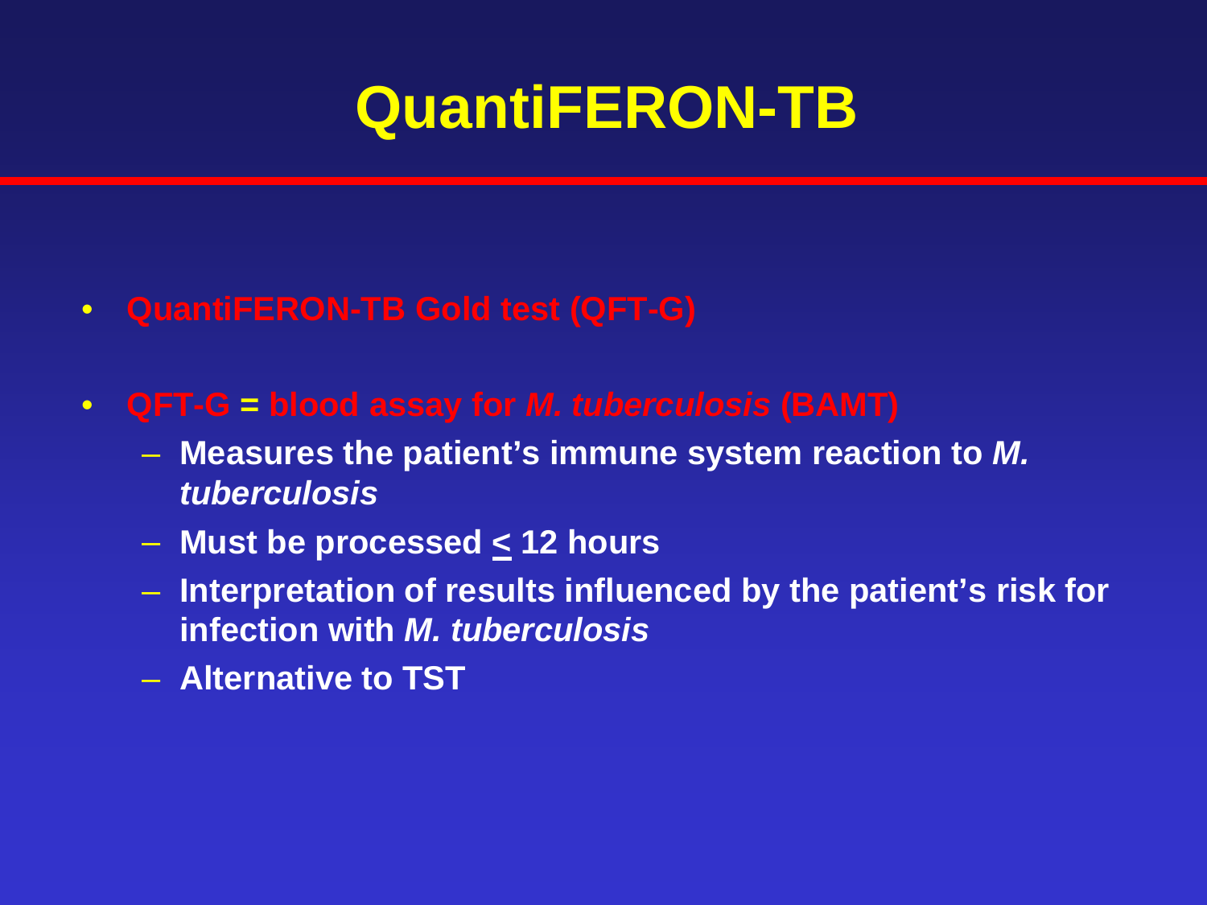# QuantiFERON-TB

- **QuantiFERON-TB Gold test (QFT-G)**
- **QFT-G = blood assay for *M. tuberculosis* (BAMT)**
  - **Measures the patient's immune system reaction to *M. tuberculosis***
  - **Must be processed $\leq$ 12 hours**
  - **Interpretation of results influenced by the patient's risk for infection with *M. tuberculosis***
  - **Alternative to TST**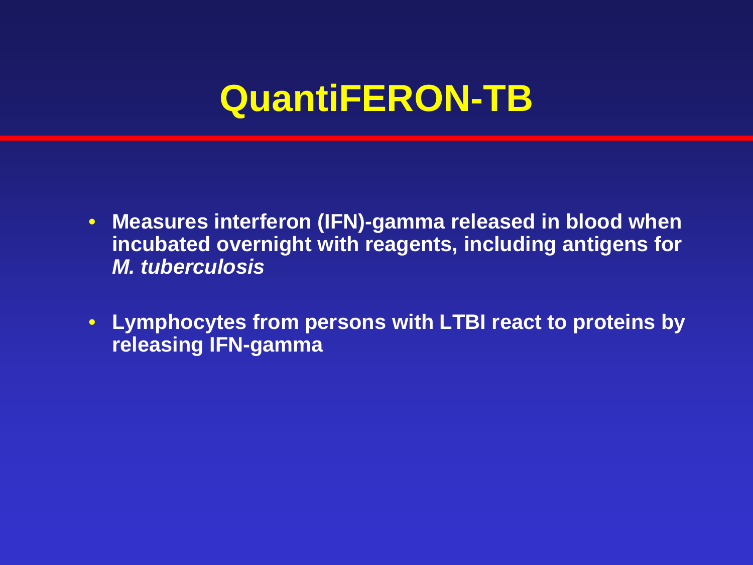# QuantiFERON-TB

- **Measures interferon (IFN)-gamma released in blood when incubated overnight with reagents, including antigens for *M. tuberculosis***
- **Lymphocytes from persons with LTBI react to proteins by releasing IFN-gamma**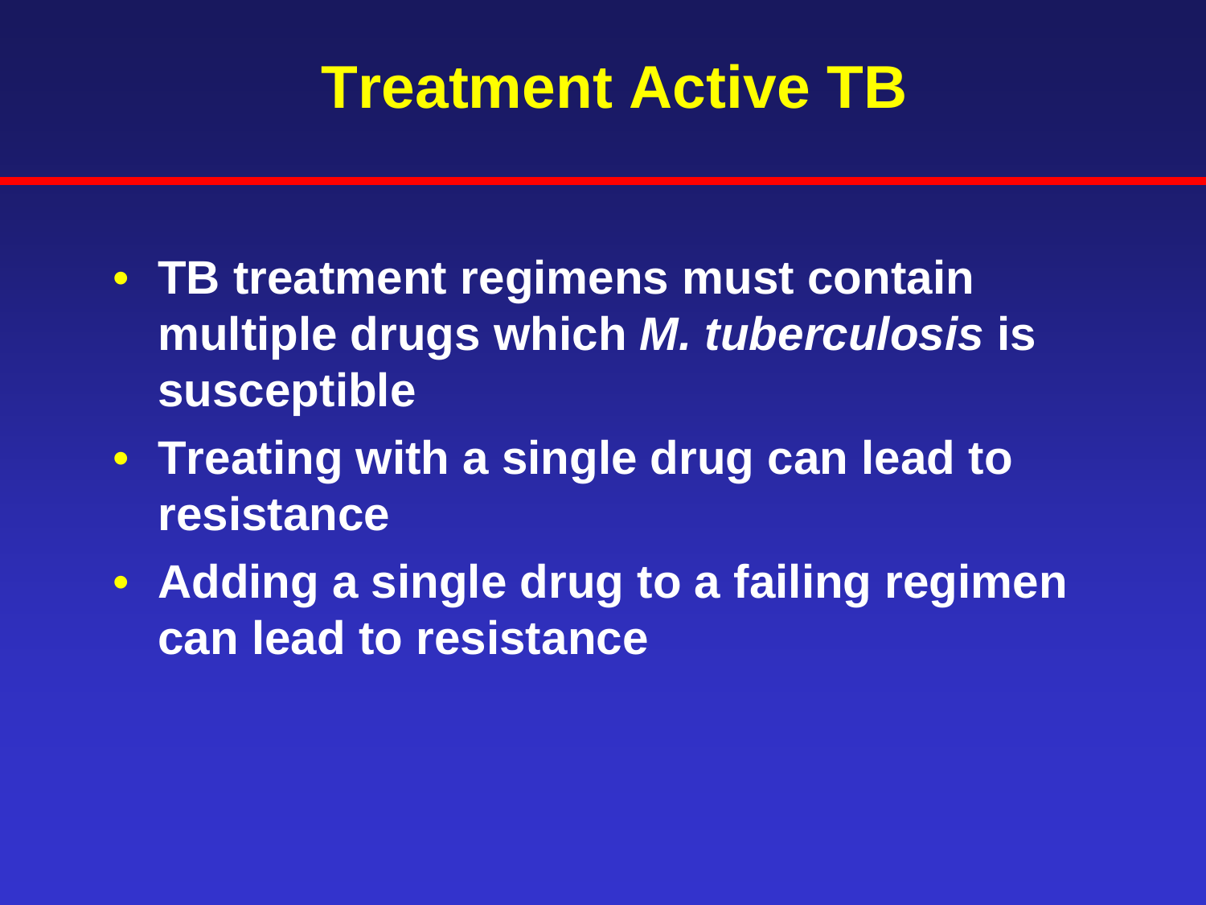# Treatment Active TB

- TB treatment regimens must contain multiple drugs which *M. tuberculosis* is susceptible
- Treating with a single drug can lead to resistance
- Adding a single drug to a failing regimen can lead to resistance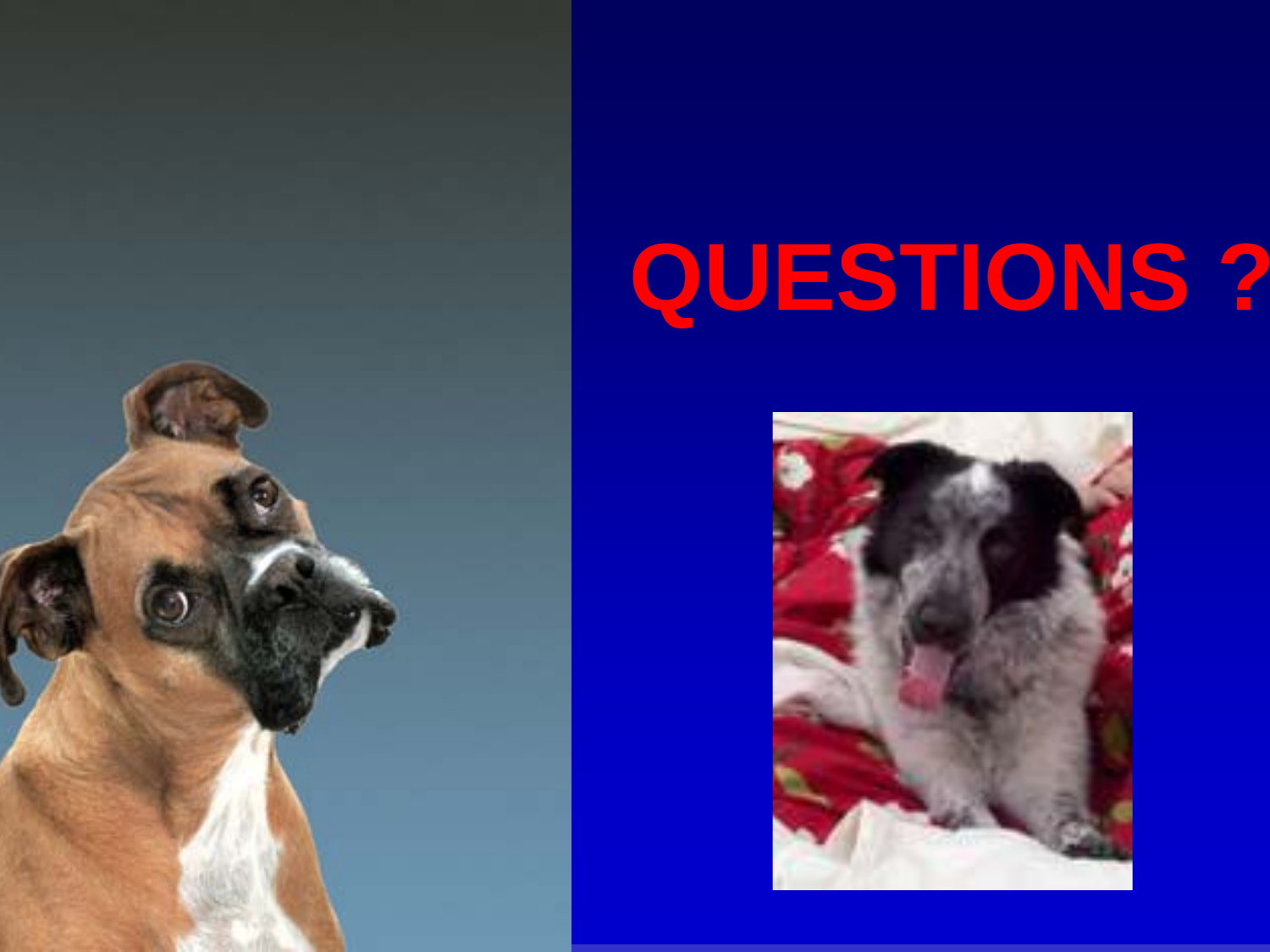# QUESTIONS ?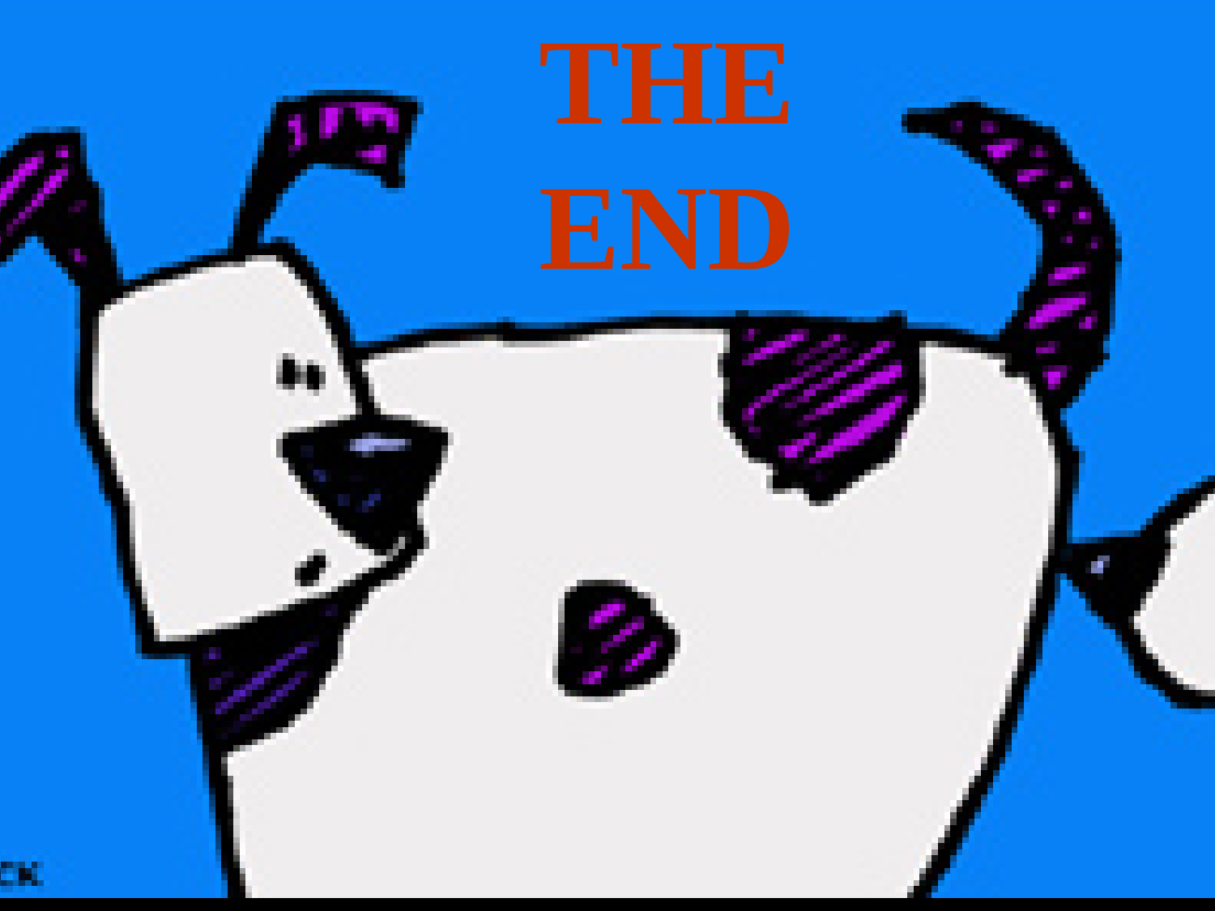# THE END